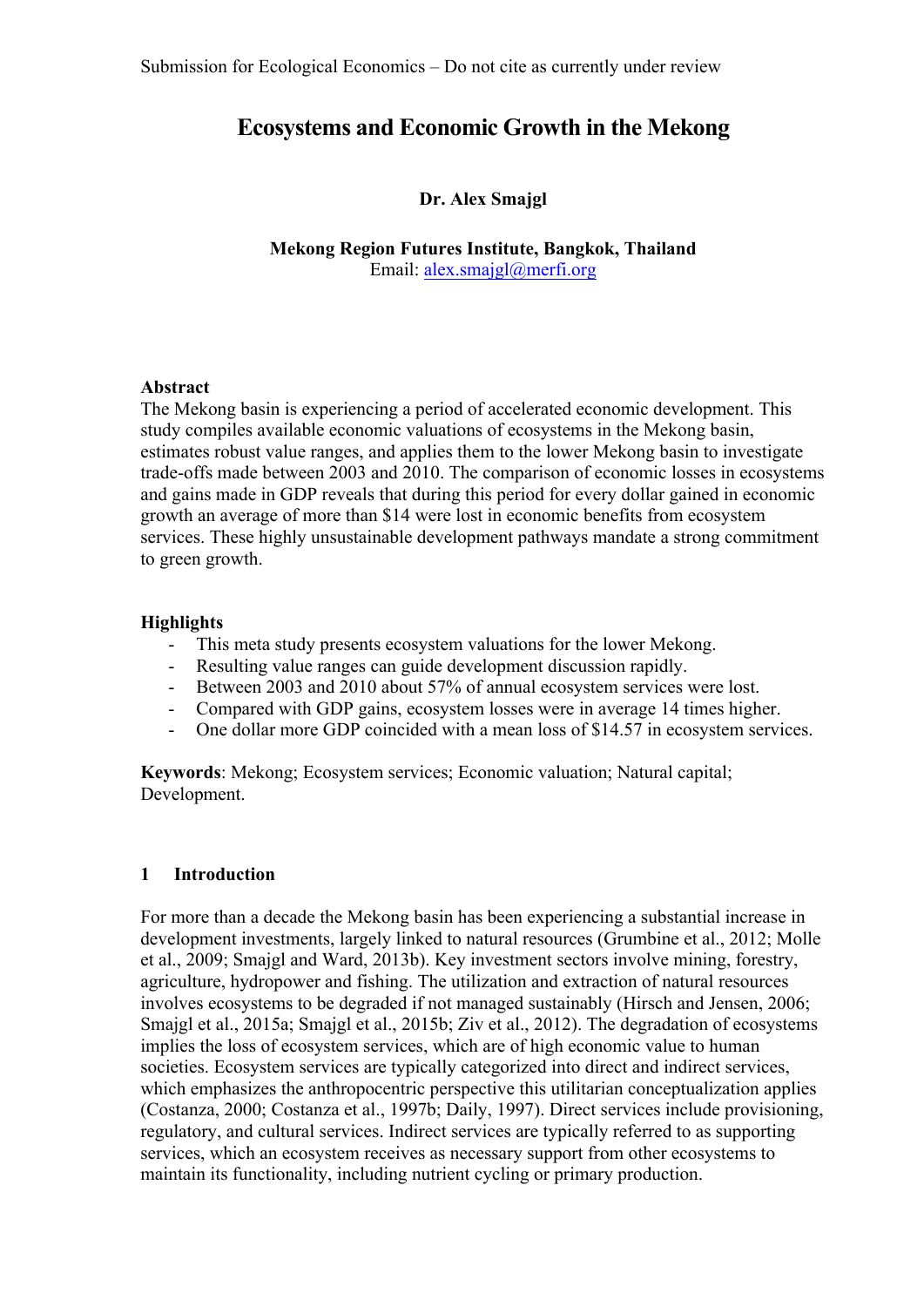Submission for Ecological Economics – Do not cite as currently under review

# Ecosystems and Economic Growth in the Mekong

**Dr. Alex Smajgl**

**Mekong Region Futures Institute, Bangkok, Thailand**
Email: alex.smajgl@merfi.org

**Abstract**
The Mekong basin is experiencing a period of accelerated economic development. This study compiles available economic valuations of ecosystems in the Mekong basin, estimates robust value ranges, and applies them to the lower Mekong basin to investigate trade-offs made between 2003 and 2010. The comparison of economic losses in ecosystems and gains made in GDP reveals that during this period for every dollar gained in economic growth an average of more than $14 were lost in economic benefits from ecosystem services. These highly unsustainable development pathways mandate a strong commitment to green growth.

**Highlights**

- This meta study presents ecosystem valuations for the lower Mekong.
- Resulting value ranges can guide development discussion rapidly.
- Between 2003 and 2010 about 57% of annual ecosystem services were lost.
- Compared with GDP gains, ecosystem losses were in average 14 times higher.
- One dollar more GDP coincided with a mean loss of $14.57 in ecosystem services.

**Keywords**: Mekong; Ecosystem services; Economic valuation; Natural capital; Development.

## 1 Introduction

For more than a decade the Mekong basin has been experiencing a substantial increase in development investments, largely linked to natural resources (Grumbine et al., 2012; Molle et al., 2009; Smajgl and Ward, 2013b). Key investment sectors involve mining, forestry, agriculture, hydropower and fishing. The utilization and extraction of natural resources involves ecosystems to be degraded if not managed sustainably (Hirsch and Jensen, 2006; Smajgl et al., 2015a; Smajgl et al., 2015b; Ziv et al., 2012). The degradation of ecosystems implies the loss of ecosystem services, which are of high economic value to human societies. Ecosystem services are typically categorized into direct and indirect services, which emphasizes the anthropocentric perspective this utilitarian conceptualization applies (Costanza, 2000; Costanza et al., 1997b; Daily, 1997). Direct services include provisioning, regulatory, and cultural services. Indirect services are typically referred to as supporting services, which an ecosystem receives as necessary support from other ecosystems to maintain its functionality, including nutrient cycling or primary production.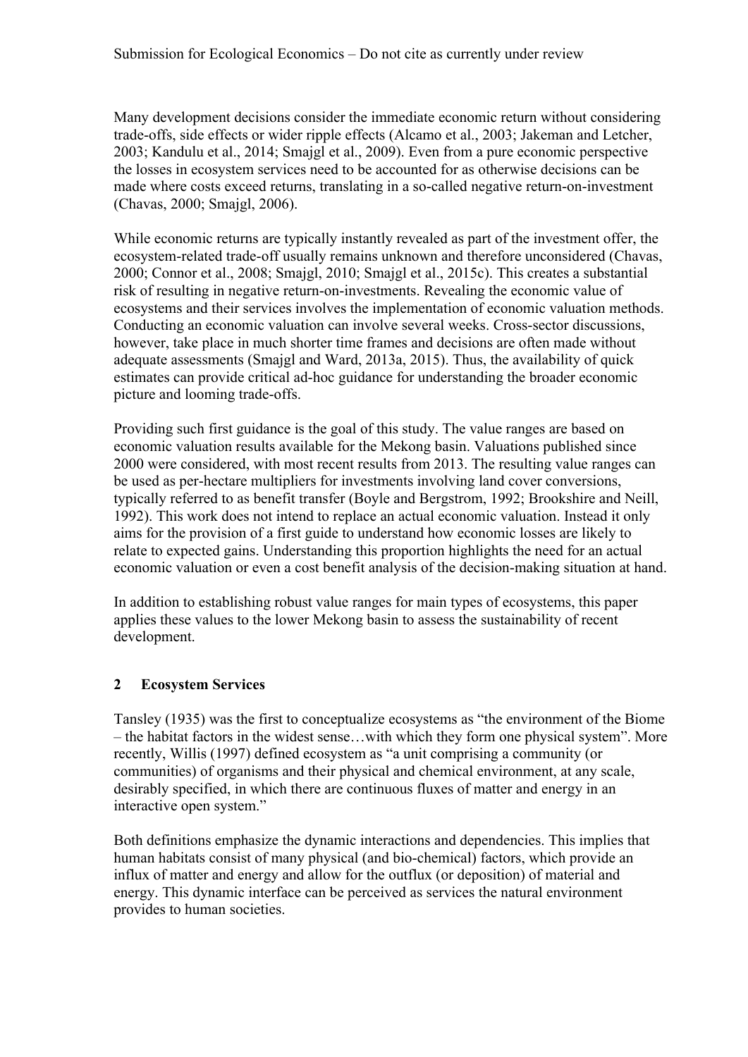Many development decisions consider the immediate economic return without considering trade-offs, side effects or wider ripple effects (Alcamo et al., 2003; Jakeman and Letcher, 2003; Kandulu et al., 2014; Smajgl et al., 2009). Even from a pure economic perspective the losses in ecosystem services need to be accounted for as otherwise decisions can be made where costs exceed returns, translating in a so-called negative return-on-investment (Chavas, 2000; Smajgl, 2006).

While economic returns are typically instantly revealed as part of the investment offer, the ecosystem-related trade-off usually remains unknown and therefore unconsidered (Chavas, 2000; Connor et al., 2008; Smajgl, 2010; Smajgl et al., 2015c). This creates a substantial risk of resulting in negative return-on-investments. Revealing the economic value of ecosystems and their services involves the implementation of economic valuation methods. Conducting an economic valuation can involve several weeks. Cross-sector discussions, however, take place in much shorter time frames and decisions are often made without adequate assessments (Smajgl and Ward, 2013a, 2015). Thus, the availability of quick estimates can provide critical ad-hoc guidance for understanding the broader economic picture and looming trade-offs.

Providing such first guidance is the goal of this study. The value ranges are based on economic valuation results available for the Mekong basin. Valuations published since 2000 were considered, with most recent results from 2013. The resulting value ranges can be used as per-hectare multipliers for investments involving land cover conversions, typically referred to as benefit transfer (Boyle and Bergstrom, 1992; Brookshire and Neill, 1992). This work does not intend to replace an actual economic valuation. Instead it only aims for the provision of a first guide to understand how economic losses are likely to relate to expected gains. Understanding this proportion highlights the need for an actual economic valuation or even a cost benefit analysis of the decision-making situation at hand.

In addition to establishing robust value ranges for main types of ecosystems, this paper applies these values to the lower Mekong basin to assess the sustainability of recent development.

## 2 Ecosystem Services

Tansley (1935) was the first to conceptualize ecosystems as "the environment of the Biome – the habitat factors in the widest sense…with which they form one physical system". More recently, Willis (1997) defined ecosystem as "a unit comprising a community (or communities) of organisms and their physical and chemical environment, at any scale, desirably specified, in which there are continuous fluxes of matter and energy in an interactive open system."

Both definitions emphasize the dynamic interactions and dependencies. This implies that human habitats consist of many physical (and bio-chemical) factors, which provide an influx of matter and energy and allow for the outflux (or deposition) of material and energy. This dynamic interface can be perceived as services the natural environment provides to human societies.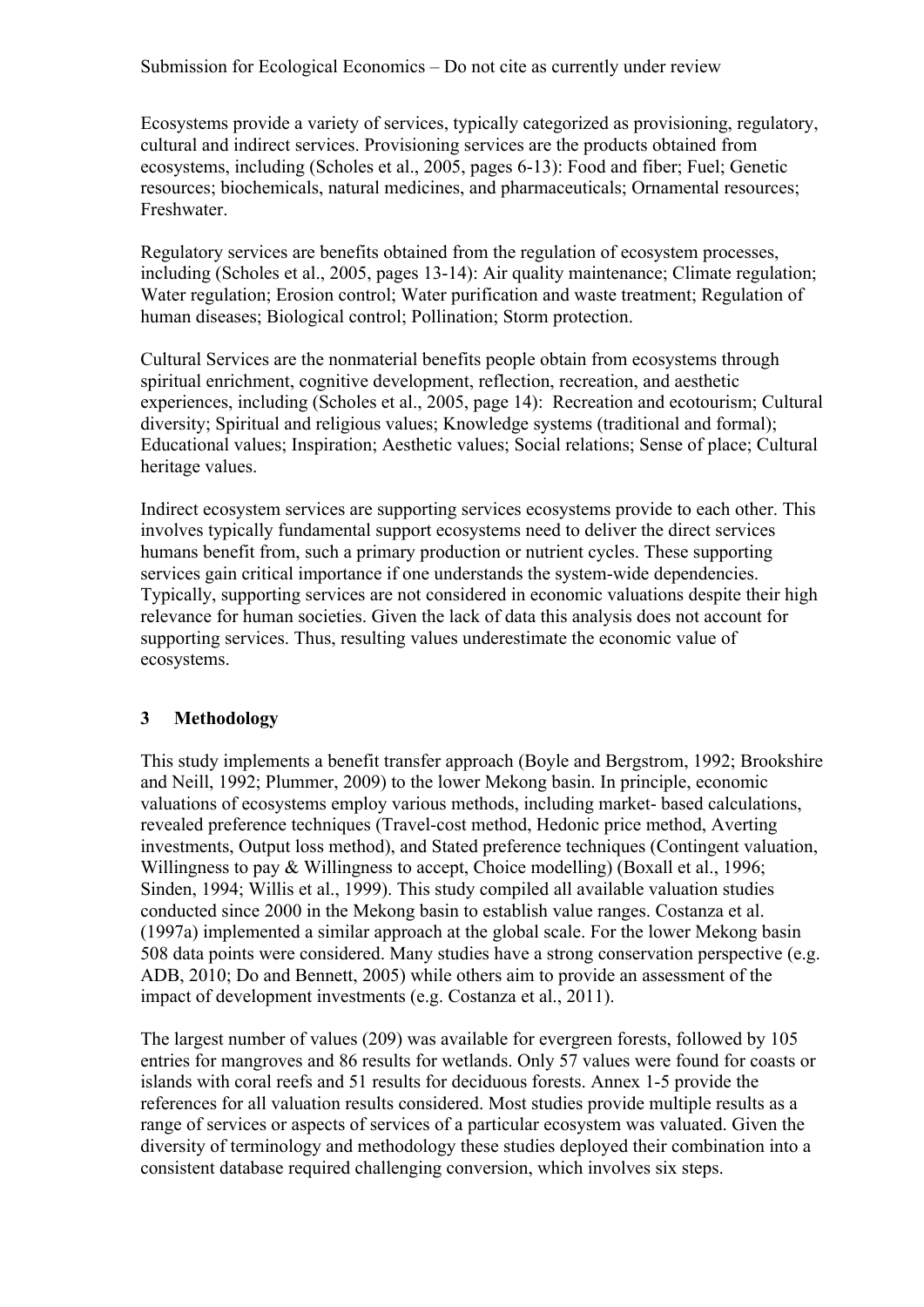Ecosystems provide a variety of services, typically categorized as provisioning, regulatory, cultural and indirect services. Provisioning services are the products obtained from ecosystems, including (Scholes et al., 2005, pages 6-13): Food and fiber; Fuel; Genetic resources; biochemicals, natural medicines, and pharmaceuticals; Ornamental resources; Freshwater.

Regulatory services are benefits obtained from the regulation of ecosystem processes, including (Scholes et al., 2005, pages 13-14): Air quality maintenance; Climate regulation; Water regulation; Erosion control; Water purification and waste treatment; Regulation of human diseases; Biological control; Pollination; Storm protection.

Cultural Services are the nonmaterial benefits people obtain from ecosystems through spiritual enrichment, cognitive development, reflection, recreation, and aesthetic experiences, including (Scholes et al., 2005, page 14): Recreation and ecotourism; Cultural diversity; Spiritual and religious values; Knowledge systems (traditional and formal); Educational values; Inspiration; Aesthetic values; Social relations; Sense of place; Cultural heritage values.

Indirect ecosystem services are supporting services ecosystems provide to each other. This involves typically fundamental support ecosystems need to deliver the direct services humans benefit from, such a primary production or nutrient cycles. These supporting services gain critical importance if one understands the system-wide dependencies. Typically, supporting services are not considered in economic valuations despite their high relevance for human societies. Given the lack of data this analysis does not account for supporting services. Thus, resulting values underestimate the economic value of ecosystems.

## 3 Methodology

This study implements a benefit transfer approach (Boyle and Bergstrom, 1992; Brookshire and Neill, 1992; Plummer, 2009) to the lower Mekong basin. In principle, economic valuations of ecosystems employ various methods, including market- based calculations, revealed preference techniques (Travel-cost method, Hedonic price method, Averting investments, Output loss method), and Stated preference techniques (Contingent valuation, Willingness to pay & Willingness to accept, Choice modelling) (Boxall et al., 1996; Sinden, 1994; Willis et al., 1999). This study compiled all available valuation studies conducted since 2000 in the Mekong basin to establish value ranges. Costanza et al. (1997a) implemented a similar approach at the global scale. For the lower Mekong basin 508 data points were considered. Many studies have a strong conservation perspective (e.g. ADB, 2010; Do and Bennett, 2005) while others aim to provide an assessment of the impact of development investments (e.g. Costanza et al., 2011).

The largest number of values (209) was available for evergreen forests, followed by 105 entries for mangroves and 86 results for wetlands. Only 57 values were found for coasts or islands with coral reefs and 51 results for deciduous forests. Annex 1-5 provide the references for all valuation results considered. Most studies provide multiple results as a range of services or aspects of services of a particular ecosystem was valuated. Given the diversity of terminology and methodology these studies deployed their combination into a consistent database required challenging conversion, which involves six steps.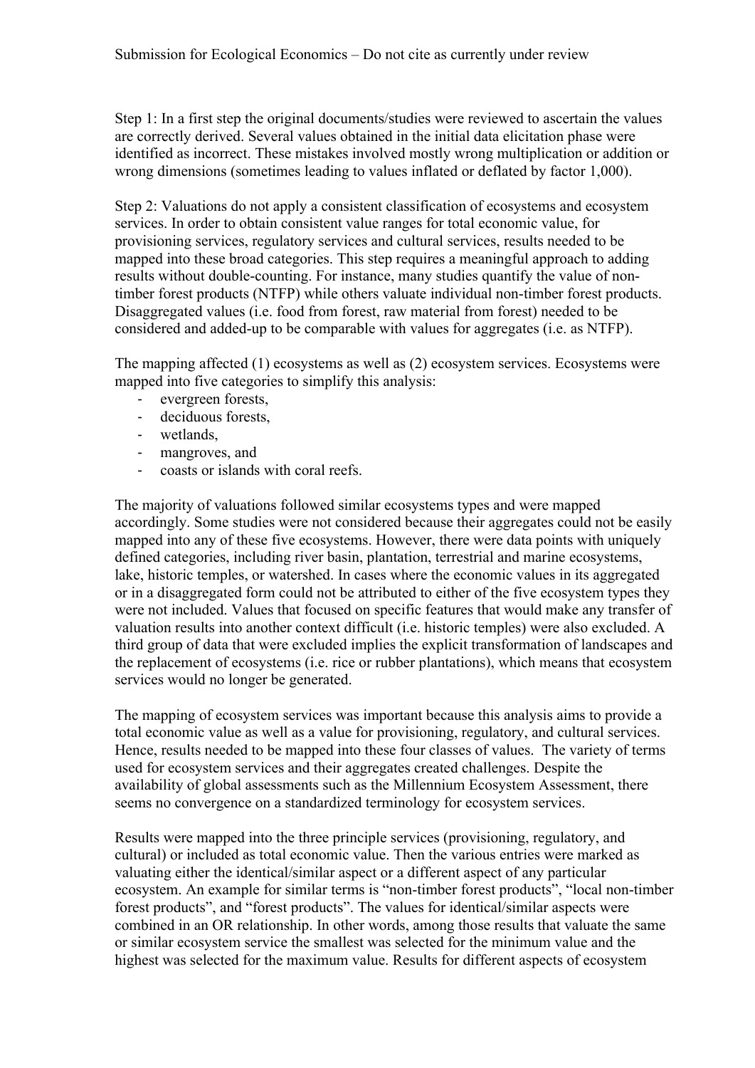Step 1: In a first step the original documents/studies were reviewed to ascertain the values are correctly derived. Several values obtained in the initial data elicitation phase were identified as incorrect. These mistakes involved mostly wrong multiplication or addition or wrong dimensions (sometimes leading to values inflated or deflated by factor 1,000).

Step 2: Valuations do not apply a consistent classification of ecosystems and ecosystem services. In order to obtain consistent value ranges for total economic value, for provisioning services, regulatory services and cultural services, results needed to be mapped into these broad categories. This step requires a meaningful approach to adding results without double-counting. For instance, many studies quantify the value of non-timber forest products (NTFP) while others valuate individual non-timber forest products. Disaggregated values (i.e. food from forest, raw material from forest) needed to be considered and added-up to be comparable with values for aggregates (i.e. as NTFP).

The mapping affected (1) ecosystems as well as (2) ecosystem services. Ecosystems were mapped into five categories to simplify this analysis:

- evergreen forests,
- deciduous forests,
- wetlands,
- mangroves, and
- coasts or islands with coral reefs.

The majority of valuations followed similar ecosystems types and were mapped accordingly. Some studies were not considered because their aggregates could not be easily mapped into any of these five ecosystems. However, there were data points with uniquely defined categories, including river basin, plantation, terrestrial and marine ecosystems, lake, historic temples, or watershed. In cases where the economic values in its aggregated or in a disaggregated form could not be attributed to either of the five ecosystem types they were not included. Values that focused on specific features that would make any transfer of valuation results into another context difficult (i.e. historic temples) were also excluded. A third group of data that were excluded implies the explicit transformation of landscapes and the replacement of ecosystems (i.e. rice or rubber plantations), which means that ecosystem services would no longer be generated.

The mapping of ecosystem services was important because this analysis aims to provide a total economic value as well as a value for provisioning, regulatory, and cultural services. Hence, results needed to be mapped into these four classes of values. The variety of terms used for ecosystem services and their aggregates created challenges. Despite the availability of global assessments such as the Millennium Ecosystem Assessment, there seems no convergence on a standardized terminology for ecosystem services.

Results were mapped into the three principle services (provisioning, regulatory, and cultural) or included as total economic value. Then the various entries were marked as valuating either the identical/similar aspect or a different aspect of any particular ecosystem. An example for similar terms is "non-timber forest products", "local non-timber forest products", and "forest products". The values for identical/similar aspects were combined in an OR relationship. In other words, among those results that valuate the same or similar ecosystem service the smallest was selected for the minimum value and the highest was selected for the maximum value. Results for different aspects of ecosystem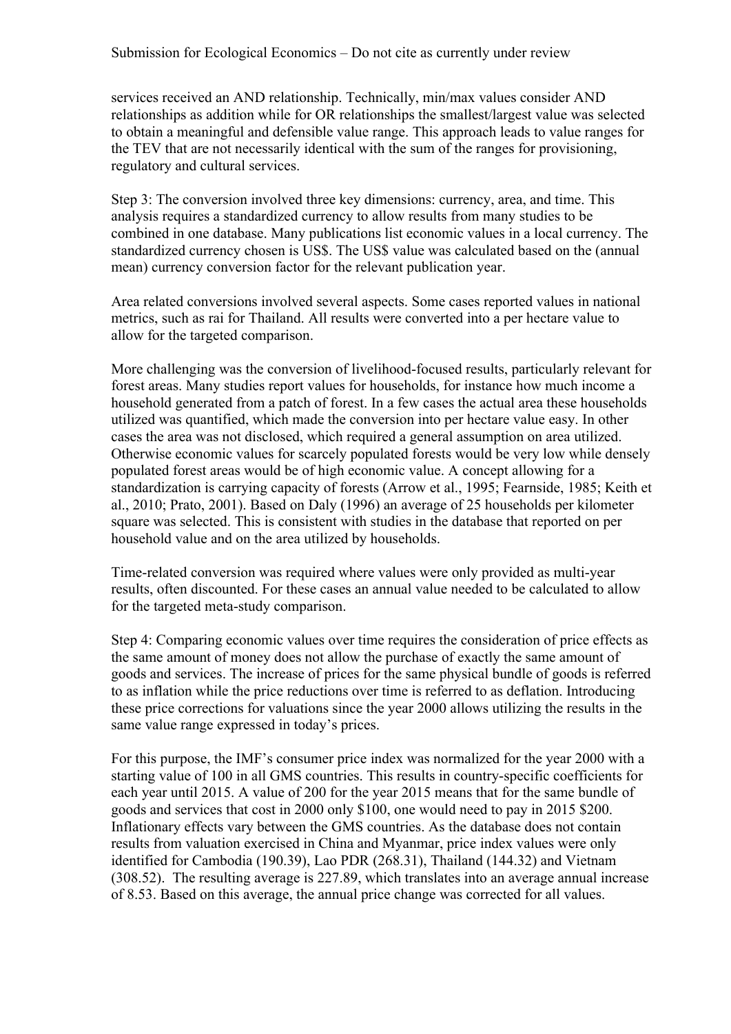services received an AND relationship. Technically, min/max values consider AND relationships as addition while for OR relationships the smallest/largest value was selected to obtain a meaningful and defensible value range. This approach leads to value ranges for the TEV that are not necessarily identical with the sum of the ranges for provisioning, regulatory and cultural services.

Step 3: The conversion involved three key dimensions: currency, area, and time. This analysis requires a standardized currency to allow results from many studies to be combined in one database. Many publications list economic values in a local currency. The standardized currency chosen is US$. The US$ value was calculated based on the (annual mean) currency conversion factor for the relevant publication year.

Area related conversions involved several aspects. Some cases reported values in national metrics, such as rai for Thailand. All results were converted into a per hectare value to allow for the targeted comparison.

More challenging was the conversion of livelihood-focused results, particularly relevant for forest areas. Many studies report values for households, for instance how much income a household generated from a patch of forest. In a few cases the actual area these households utilized was quantified, which made the conversion into per hectare value easy. In other cases the area was not disclosed, which required a general assumption on area utilized. Otherwise economic values for scarcely populated forests would be very low while densely populated forest areas would be of high economic value. A concept allowing for a standardization is carrying capacity of forests (Arrow et al., 1995; Fearnside, 1985; Keith et al., 2010; Prato, 2001). Based on Daly (1996) an average of 25 households per kilometer square was selected. This is consistent with studies in the database that reported on per household value and on the area utilized by households.

Time-related conversion was required where values were only provided as multi-year results, often discounted. For these cases an annual value needed to be calculated to allow for the targeted meta-study comparison.

Step 4: Comparing economic values over time requires the consideration of price effects as the same amount of money does not allow the purchase of exactly the same amount of goods and services. The increase of prices for the same physical bundle of goods is referred to as inflation while the price reductions over time is referred to as deflation. Introducing these price corrections for valuations since the year 2000 allows utilizing the results in the same value range expressed in today's prices.

For this purpose, the IMF's consumer price index was normalized for the year 2000 with a starting value of 100 in all GMS countries. This results in country-specific coefficients for each year until 2015. A value of 200 for the year 2015 means that for the same bundle of goods and services that cost in 2000 only $100, one would need to pay in 2015 $200. Inflationary effects vary between the GMS countries. As the database does not contain results from valuation exercised in China and Myanmar, price index values were only identified for Cambodia (190.39), Lao PDR (268.31), Thailand (144.32) and Vietnam (308.52). The resulting average is 227.89, which translates into an average annual increase of 8.53. Based on this average, the annual price change was corrected for all values.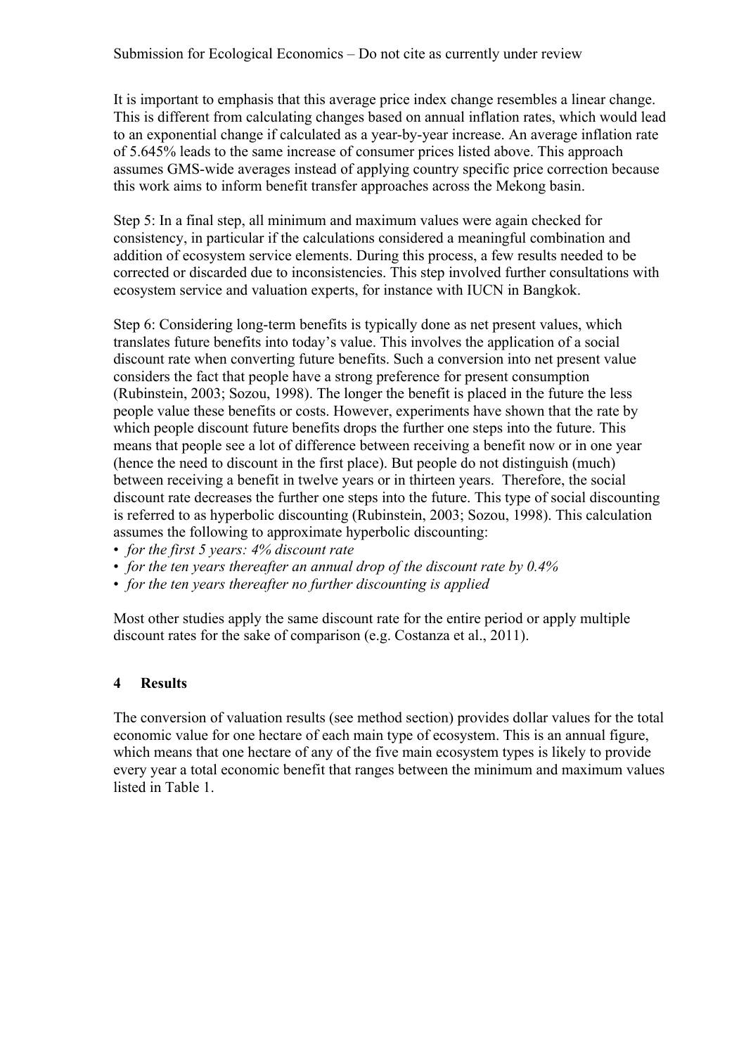It is important to emphasis that this average price index change resembles a linear change. This is different from calculating changes based on annual inflation rates, which would lead to an exponential change if calculated as a year-by-year increase. An average inflation rate of 5.645% leads to the same increase of consumer prices listed above. This approach assumes GMS-wide averages instead of applying country specific price correction because this work aims to inform benefit transfer approaches across the Mekong basin.

Step 5: In a final step, all minimum and maximum values were again checked for consistency, in particular if the calculations considered a meaningful combination and addition of ecosystem service elements. During this process, a few results needed to be corrected or discarded due to inconsistencies. This step involved further consultations with ecosystem service and valuation experts, for instance with IUCN in Bangkok.

Step 6: Considering long-term benefits is typically done as net present values, which translates future benefits into today's value. This involves the application of a social discount rate when converting future benefits. Such a conversion into net present value considers the fact that people have a strong preference for present consumption (Rubinstein, 2003; Sozou, 1998). The longer the benefit is placed in the future the less people value these benefits or costs. However, experiments have shown that the rate by which people discount future benefits drops the further one steps into the future. This means that people see a lot of difference between receiving a benefit now or in one year (hence the need to discount in the first place). But people do not distinguish (much) between receiving a benefit in twelve years or in thirteen years. Therefore, the social discount rate decreases the further one steps into the future. This type of social discounting is referred to as hyperbolic discounting (Rubinstein, 2003; Sozou, 1998). This calculation assumes the following to approximate hyperbolic discounting:

- *for the first 5 years: 4% discount rate*
- *for the ten years thereafter an annual drop of the discount rate by 0.4%*
- *for the ten years thereafter no further discounting is applied*

Most other studies apply the same discount rate for the entire period or apply multiple discount rates for the sake of comparison (e.g. Costanza et al., 2011).

## 4 Results

The conversion of valuation results (see method section) provides dollar values for the total economic value for one hectare of each main type of ecosystem. This is an annual figure, which means that one hectare of any of the five main ecosystem types is likely to provide every year a total economic benefit that ranges between the minimum and maximum values listed in Table 1.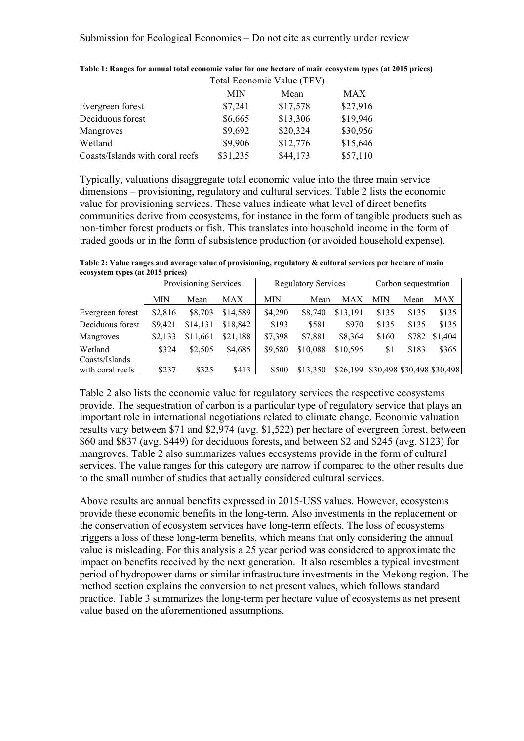**Table 1: Ranges for annual total economic value for one hectare of main ecosystem types (at 2015 prices)**

| | Total Economic Value (TEV) | | |
|---|---|---|---|
| | MIN | Mean | MAX |
| Evergreen forest | $7,241 | $17,578 | $27,916 |
| Deciduous forest | $6,665 | $13,306 | $19,946 |
| Mangroves | $9,692 | $20,324 | $30,956 |
| Wetland | $9,906 | $12,776 | $15,646 |
| Coasts/Islands with coral reefs | $31,235 | $44,173 | $57,110 |

Typically, valuations disaggregate total economic value into the three main service dimensions – provisioning, regulatory and cultural services. Table 2 lists the economic value for provisioning services. These values indicate what level of direct benefits communities derive from ecosystems, for instance in the form of tangible products such as non-timber forest products or fish. This translates into household income in the form of traded goods or in the form of subsistence production (or avoided household expense).

**Table 2: Value ranges and average value of provisioning, regulatory & cultural services per hectare of main ecosystem types (at 2015 prices)**

| | Provisioning Services | | | Regulatory Services | | | Carbon sequestration | | |
|---|---|---|---|---|---|---|---|---|---|
| | MIN | Mean | MAX | MIN | Mean | MAX | MIN | Mean | MAX |
| Evergreen forest | $2,816 | $8,703 | $14,589 | $4,290 | $8,740 | $13,191 | $135 | $135 | $135 |
| Deciduous forest | $9,421 | $14,131 | $18,842 | $193 | $581 | $970 | $135 | $135 | $135 |
| Mangroves | $2,133 | $11,661 | $21,188 | $7,398 | $7,881 | $8,364 | $160 | $782 | $1,404 |
| Wetland | $324 | $2,505 | $4,685 | $9,580 | $10,088 | $10,595 | $1 | $183 | $365 |
| Coasts/Islands with coral reefs | $237 | $325 | $413 | $500 | $13,350 | $26,199 | $30,498 | $30,498 | $30,498 |

Table 2 also lists the economic value for regulatory services the respective ecosystems provide. The sequestration of carbon is a particular type of regulatory service that plays an important role in international negotiations related to climate change. Economic valuation results vary between $71 and $2,974 (avg. $1,522) per hectare of evergreen forest, between $60 and $837 (avg. $449) for deciduous forests, and between $2 and $245 (avg. $123) for mangroves. Table 2 also summarizes values ecosystems provide in the form of cultural services. The value ranges for this category are narrow if compared to the other results due to the small number of studies that actually considered cultural services.

Above results are annual benefits expressed in 2015-US$ values. However, ecosystems provide these economic benefits in the long-term. Also investments in the replacement or the conservation of ecosystem services have long-term effects. The loss of ecosystems triggers a loss of these long-term benefits, which means that only considering the annual value is misleading. For this analysis a 25 year period was considered to approximate the impact on benefits received by the next generation. It also resembles a typical investment period of hydropower dams or similar infrastructure investments in the Mekong region. The method section explains the conversion to net present values, which follows standard practice. Table 3 summarizes the long-term per hectare value of ecosystems as net present value based on the aforementioned assumptions.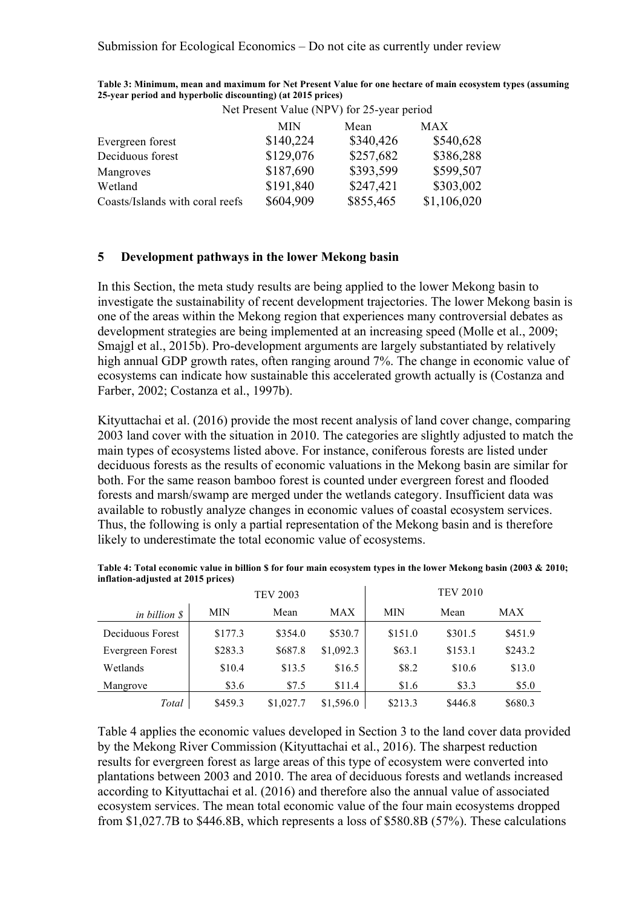**Table 3: Minimum, mean and maximum for Net Present Value for one hectare of main ecosystem types (assuming 25-year period and hyperbolic discounting) (at 2015 prices)**

| | Net Present Value (NPV) for 25-year period | | |
|---|---|---|---|
| | MIN | Mean | MAX |
| Evergreen forest | $140,224 | $340,426 | $540,628 |
| Deciduous forest | $129,076 | $257,682 | $386,288 |
| Mangroves | $187,690 | $393,599 | $599,507 |
| Wetland | $191,840 | $247,421 | $303,002 |
| Coasts/Islands with coral reefs | $604,909 | $855,465 | $1,106,020 |

## 5 Development pathways in the lower Mekong basin

In this Section, the meta study results are being applied to the lower Mekong basin to investigate the sustainability of recent development trajectories. The lower Mekong basin is one of the areas within the Mekong region that experiences many controversial debates as development strategies are being implemented at an increasing speed (Molle et al., 2009; Smajgl et al., 2015b). Pro-development arguments are largely substantiated by relatively high annual GDP growth rates, often ranging around 7%. The change in economic value of ecosystems can indicate how sustainable this accelerated growth actually is (Costanza and Farber, 2002; Costanza et al., 1997b).

Kityuttachai et al. (2016) provide the most recent analysis of land cover change, comparing 2003 land cover with the situation in 2010. The categories are slightly adjusted to match the main types of ecosystems listed above. For instance, coniferous forests are listed under deciduous forests as the results of economic valuations in the Mekong basin are similar for both. For the same reason bamboo forest is counted under evergreen forest and flooded forests and marsh/swamp are merged under the wetlands category. Insufficient data was available to robustly analyze changes in economic values of coastal ecosystem services. Thus, the following is only a partial representation of the Mekong basin and is therefore likely to underestimate the total economic value of ecosystems.

**Table 4: Total economic value in billion $ for four main ecosystem types in the lower Mekong basin (2003 & 2010; inflation-adjusted at 2015 prices)**

| | TEV 2003 | | | TEV 2010 | | |
|---|---|---|---|---|---|---|
| *in billion $* | MIN | Mean | MAX | MIN | Mean | MAX |
| Deciduous Forest | $177.3 | $354.0 | $530.7 | $151.0 | $301.5 | $451.9 |
| Evergreen Forest | $283.3 | $687.8 | $1,092.3 | $63.1 | $153.1 | $243.2 |
| Wetlands | $10.4 | $13.5 | $16.5 | $8.2 | $10.6 | $13.0 |
| Mangrove | $3.6 | $7.5 | $11.4 | $1.6 | $3.3 | $5.0 |
| *Total* | $459.3 | $1,027.7 | $1,596.0 | $213.3 | $446.8 | $680.3 |

Table 4 applies the economic values developed in Section 3 to the land cover data provided by the Mekong River Commission (Kityuttachai et al., 2016). The sharpest reduction results for evergreen forest as large areas of this type of ecosystem were converted into plantations between 2003 and 2010. The area of deciduous forests and wetlands increased according to Kityuttachai et al. (2016) and therefore also the annual value of associated ecosystem services. The mean total economic value of the four main ecosystems dropped from $1,027.7B to $446.8B, which represents a loss of $580.8B (57%). These calculations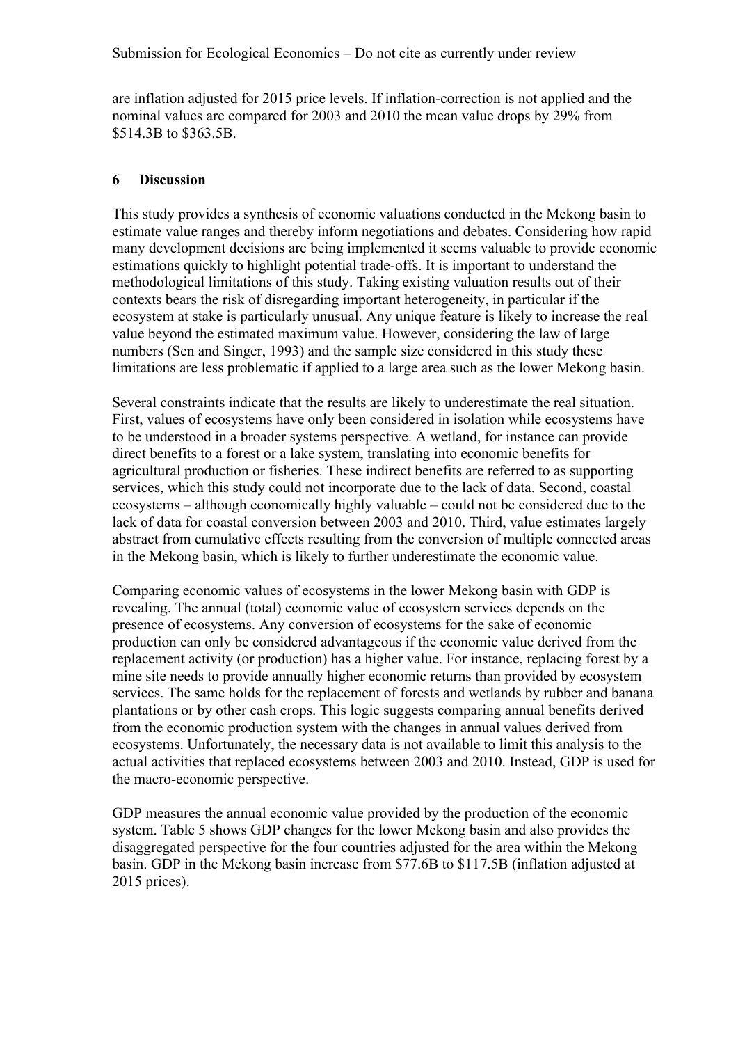are inflation adjusted for 2015 price levels. If inflation-correction is not applied and the nominal values are compared for 2003 and 2010 the mean value drops by 29% from $514.3B to $363.5B.

## 6 Discussion

This study provides a synthesis of economic valuations conducted in the Mekong basin to estimate value ranges and thereby inform negotiations and debates. Considering how rapid many development decisions are being implemented it seems valuable to provide economic estimations quickly to highlight potential trade-offs. It is important to understand the methodological limitations of this study. Taking existing valuation results out of their contexts bears the risk of disregarding important heterogeneity, in particular if the ecosystem at stake is particularly unusual. Any unique feature is likely to increase the real value beyond the estimated maximum value. However, considering the law of large numbers (Sen and Singer, 1993) and the sample size considered in this study these limitations are less problematic if applied to a large area such as the lower Mekong basin.

Several constraints indicate that the results are likely to underestimate the real situation. First, values of ecosystems have only been considered in isolation while ecosystems have to be understood in a broader systems perspective. A wetland, for instance can provide direct benefits to a forest or a lake system, translating into economic benefits for agricultural production or fisheries. These indirect benefits are referred to as supporting services, which this study could not incorporate due to the lack of data. Second, coastal ecosystems – although economically highly valuable – could not be considered due to the lack of data for coastal conversion between 2003 and 2010. Third, value estimates largely abstract from cumulative effects resulting from the conversion of multiple connected areas in the Mekong basin, which is likely to further underestimate the economic value.

Comparing economic values of ecosystems in the lower Mekong basin with GDP is revealing. The annual (total) economic value of ecosystem services depends on the presence of ecosystems. Any conversion of ecosystems for the sake of economic production can only be considered advantageous if the economic value derived from the replacement activity (or production) has a higher value. For instance, replacing forest by a mine site needs to provide annually higher economic returns than provided by ecosystem services. The same holds for the replacement of forests and wetlands by rubber and banana plantations or by other cash crops. This logic suggests comparing annual benefits derived from the economic production system with the changes in annual values derived from ecosystems. Unfortunately, the necessary data is not available to limit this analysis to the actual activities that replaced ecosystems between 2003 and 2010. Instead, GDP is used for the macro-economic perspective.

GDP measures the annual economic value provided by the production of the economic system. Table 5 shows GDP changes for the lower Mekong basin and also provides the disaggregated perspective for the four countries adjusted for the area within the Mekong basin. GDP in the Mekong basin increase from $77.6B to $117.5B (inflation adjusted at 2015 prices).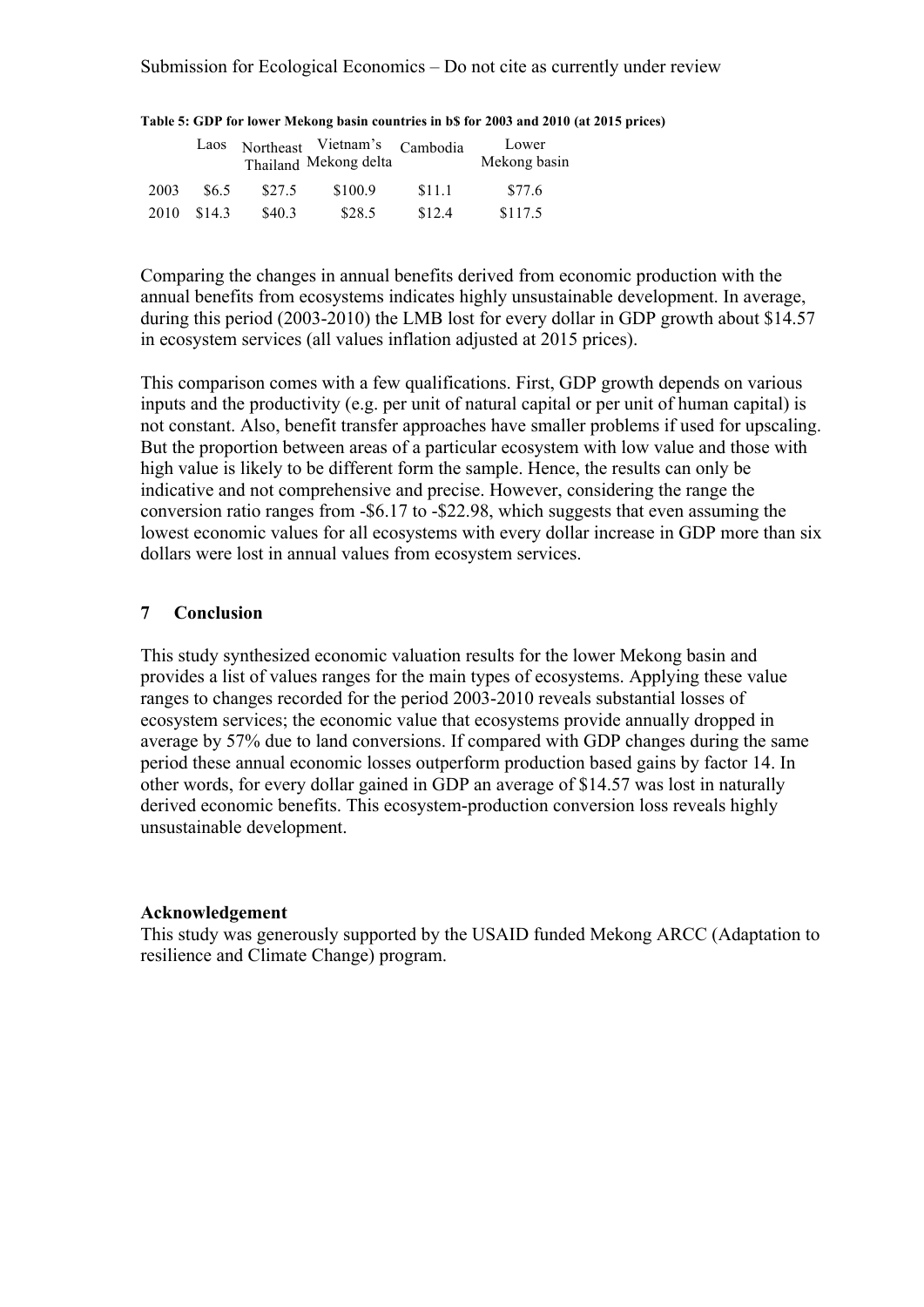**Table 5: GDP for lower Mekong basin countries in b$ for 2003 and 2010 (at 2015 prices)**

| | Laos | Northeast Thailand | Vietnam's Mekong delta | Cambodia | Lower Mekong basin |
|---|---|---|---|---|---|
| 2003 | \$6.5 | \$27.5 | \$100.9 | \$11.1 | \$77.6 |
| 2010 | \$14.3 | \$40.3 | \$28.5 | \$12.4 | \$117.5 |

Comparing the changes in annual benefits derived from economic production with the annual benefits from ecosystems indicates highly unsustainable development. In average, during this period (2003-2010) the LMB lost for every dollar in GDP growth about \$14.57 in ecosystem services (all values inflation adjusted at 2015 prices).

This comparison comes with a few qualifications. First, GDP growth depends on various inputs and the productivity (e.g. per unit of natural capital or per unit of human capital) is not constant. Also, benefit transfer approaches have smaller problems if used for upscaling. But the proportion between areas of a particular ecosystem with low value and those with high value is likely to be different form the sample. Hence, the results can only be indicative and not comprehensive and precise. However, considering the range the conversion ratio ranges from -\$6.17 to -\$22.98, which suggests that even assuming the lowest economic values for all ecosystems with every dollar increase in GDP more than six dollars were lost in annual values from ecosystem services.

## 7 Conclusion

This study synthesized economic valuation results for the lower Mekong basin and provides a list of values ranges for the main types of ecosystems. Applying these value ranges to changes recorded for the period 2003-2010 reveals substantial losses of ecosystem services; the economic value that ecosystems provide annually dropped in average by 57% due to land conversions. If compared with GDP changes during the same period these annual economic losses outperform production based gains by factor 14. In other words, for every dollar gained in GDP an average of \$14.57 was lost in naturally derived economic benefits. This ecosystem-production conversion loss reveals highly unsustainable development.

**Acknowledgement**

This study was generously supported by the USAID funded Mekong ARCC (Adaptation to resilience and Climate Change) program.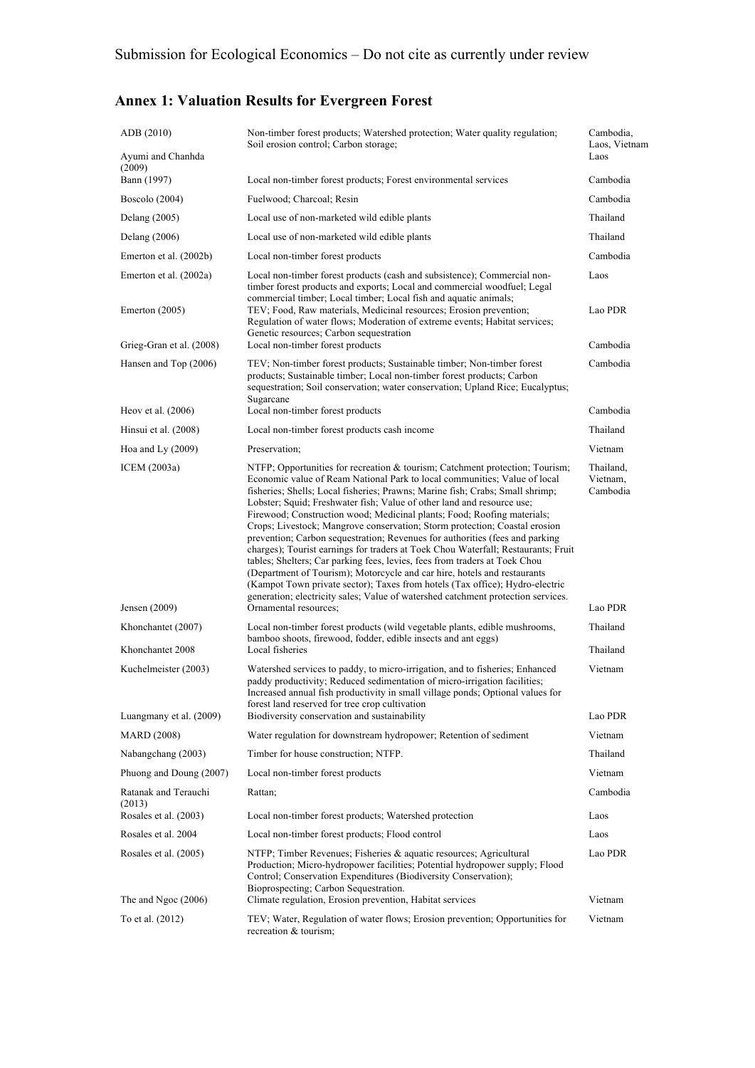## Annex 1: Valuation Results for Evergreen Forest

| | | |
|---|---|---|
| ADB (2010) | Non-timber forest products; Watershed protection; Water quality regulation; Soil erosion control; Carbon storage; | Cambodia, Laos, Vietnam |
| Ayumi and Chanhda (2009) | | Laos |
| Bann (1997) | Local non-timber forest products; Forest environmental services | Cambodia |
| Boscolo (2004) | Fuelwood; Charcoal; Resin | Cambodia |
| Delang (2005) | Local use of non-marketed wild edible plants | Thailand |
| Delang (2006) | Local use of non-marketed wild edible plants | Thailand |
| Emerton et al. (2002b) | Local non-timber forest products | Cambodia |
| Emerton et al. (2002a) | Local non-timber forest products (cash and subsistence); Commercial non-timber forest products and exports; Local and commercial woodfuel; Legal commercial timber; Local timber; Local fish and aquatic animals; | Laos |
| Emerton (2005) | TEV; Food, Raw materials, Medicinal resources; Erosion prevention; Regulation of water flows; Moderation of extreme events; Habitat services; Genetic resources; Carbon sequestration | Lao PDR |
| Grieg-Gran et al. (2008) | Local non-timber forest products | Cambodia |
| Hansen and Top (2006) | TEV; Non-timber forest products; Sustainable timber; Non-timber forest products; Sustainable timber; Local non-timber forest products; Carbon sequestration; Soil conservation; water conservation; Upland Rice; Eucalyptus; Sugarcane | Cambodia |
| Heov et al. (2006) | Local non-timber forest products | Cambodia |
| Hinsui et al. (2008) | Local non-timber forest products cash income | Thailand |
| Hoa and Ly (2009) | Preservation; | Vietnam |
| ICEM (2003a) | NTFP; Opportunities for recreation & tourism; Catchment protection; Tourism; Economic value of Ream National Park to local communities; Value of local fisheries; Shells; Local fisheries; Prawns; Marine fish; Crabs; Small shrimp; Lobster; Squid; Freshwater fish; Value of other land and resource use; Firewood; Construction wood; Medicinal plants; Food; Roofing materials; Crops; Livestock; Mangrove conservation; Storm protection; Coastal erosion prevention; Carbon sequestration; Revenues for authorities (fees and parking charges); Tourist earnings for traders at Toek Chou Waterfall; Restaurants; Fruit tables; Shelters; Car parking fees, levies, fees from traders at Toek Chou (Department of Tourism); Motorcycle and car hire, hotels and restaurants (Kampot Town private sector); Taxes from hotels (Tax office); Hydro-electric generation; electricity sales; Value of watershed catchment protection services. | Thailand, Vietnam, Cambodia |
| Jensen (2009) | Ornamental resources; | Lao PDR |
| Khonchantet (2007) | Local non-timber forest products (wild vegetable plants, edible mushrooms, bamboo shoots, firewood, fodder, edible insects and ant eggs) | Thailand |
| Khonchantet 2008 | Local fisheries | Thailand |
| Kuchelmeister (2003) | Watershed services to paddy, to micro-irrigation, and to fisheries; Enhanced paddy productivity; Reduced sedimentation of micro-irrigation facilities; Increased annual fish productivity in small village ponds; Optional values for forest land reserved for tree crop cultivation | Vietnam |
| Luangmany et al. (2009) | Biodiversity conservation and sustainability | Lao PDR |
| MARD (2008) | Water regulation for downstream hydropower; Retention of sediment | Vietnam |
| Nabangchang (2003) | Timber for house construction; NTFP. | Thailand |
| Phuong and Doung (2007) | Local non-timber forest products | Vietnam |
| Ratanak and Terauchi (2013) | Rattan; | Cambodia |
| Rosales et al. (2003) | Local non-timber forest products; Watershed protection | Laos |
| Rosales et al. 2004 | Local non-timber forest products; Flood control | Laos |
| Rosales et al. (2005) | NTFP; Timber Revenues; Fisheries & aquatic resources; Agricultural Production; Micro-hydropower facilities; Potential hydropower supply; Flood Control; Conservation Expenditures (Biodiversity Conservation); Bioprospecting; Carbon Sequestration. | Lao PDR |
| The and Ngoc (2006) | Climate regulation, Erosion prevention, Habitat services | Vietnam |
| To et al. (2012) | TEV; Water, Regulation of water flows; Erosion prevention; Opportunities for recreation & tourism; | Vietnam |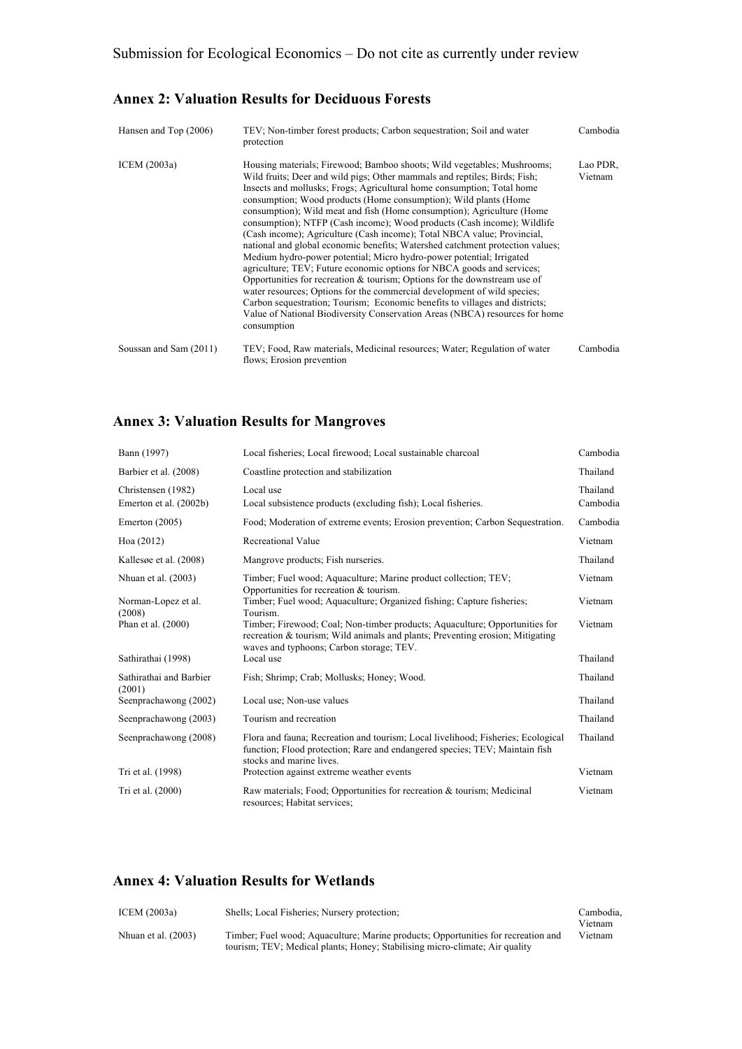## Annex 2: Valuation Results for Deciduous Forests

| | | |
|---|---|---|
| Hansen and Top (2006) | TEV; Non-timber forest products; Carbon sequestration; Soil and water protection | Cambodia |
| ICEM (2003a) | Housing materials; Firewood; Bamboo shoots; Wild vegetables; Mushrooms; Wild fruits; Deer and wild pigs; Other mammals and reptiles; Birds; Fish; Insects and mollusks; Frogs; Agricultural home consumption; Total home consumption; Wood products (Home consumption); Wild plants (Home consumption); Wild meat and fish (Home consumption); Agriculture (Home consumption); NTFP (Cash income); Wood products (Cash income); Wildlife (Cash income); Agriculture (Cash income); Total NBCA value; Provincial, national and global economic benefits; Watershed catchment protection values; Medium hydro-power potential; Micro hydro-power potential; Irrigated agriculture; TEV; Future economic options for NBCA goods and services; Opportunities for recreation & tourism; Options for the downstream use of water resources; Options for the commercial development of wild species; Carbon sequestration; Tourism; Economic benefits to villages and districts; Value of National Biodiversity Conservation Areas (NBCA) resources for home consumption | Lao PDR, Vietnam |
| Soussan and Sam (2011) | TEV; Food, Raw materials, Medicinal resources; Water; Regulation of water flows; Erosion prevention | Cambodia |

## Annex 3: Valuation Results for Mangroves

| | | |
|---|---|---|
| Bann (1997) | Local fisheries; Local firewood; Local sustainable charcoal | Cambodia |
| Barbier et al. (2008) | Coastline protection and stabilization | Thailand |
| Christensen (1982) | Local use | Thailand |
| Emerton et al. (2002b) | Local subsistence products (excluding fish); Local fisheries. | Cambodia |
| Emerton (2005) | Food; Moderation of extreme events; Erosion prevention; Carbon Sequestration. | Cambodia |
| Hoa (2012) | Recreational Value | Vietnam |
| Kallesøe et al. (2008) | Mangrove products; Fish nurseries. | Thailand |
| Nhuan et al. (2003) | Timber; Fuel wood; Aquaculture; Marine product collection; TEV; Opportunities for recreation & tourism. | Vietnam |
| Norman-Lopez et al. (2008) | Timber; Fuel wood; Aquaculture; Organized fishing; Capture fisheries; Tourism. | Vietnam |
| Phan et al. (2000) | Timber; Firewood; Coal; Non-timber products; Aquaculture; Opportunities for recreation & tourism; Wild animals and plants; Preventing erosion; Mitigating waves and typhoons; Carbon storage; TEV. | Vietnam |
| Sathirathai (1998) | Local use | Thailand |
| Sathirathai and Barbier (2001) | Fish; Shrimp; Crab; Mollusks; Honey; Wood. | Thailand |
| Seenprachawong (2002) | Local use; Non-use values | Thailand |
| Seenprachawong (2003) | Tourism and recreation | Thailand |
| Seenprachawong (2008) | Flora and fauna; Recreation and tourism; Local livelihood; Fisheries; Ecological function; Flood protection; Rare and endangered species; TEV; Maintain fish stocks and marine lives. | Thailand |
| Tri et al. (1998) | Protection against extreme weather events | Vietnam |
| Tri et al. (2000) | Raw materials; Food; Opportunities for recreation & tourism; Medicinal resources; Habitat services; | Vietnam |

## Annex 4: Valuation Results for Wetlands

| | | |
|---|---|---|
| ICEM (2003a) | Shells; Local Fisheries; Nursery protection; | Cambodia, Vietnam |
| Nhuan et al. (2003) | Timber; Fuel wood; Aquaculture; Marine products; Opportunities for recreation and tourism; TEV; Medical plants; Honey; Stabilising micro-climate; Air quality | Vietnam |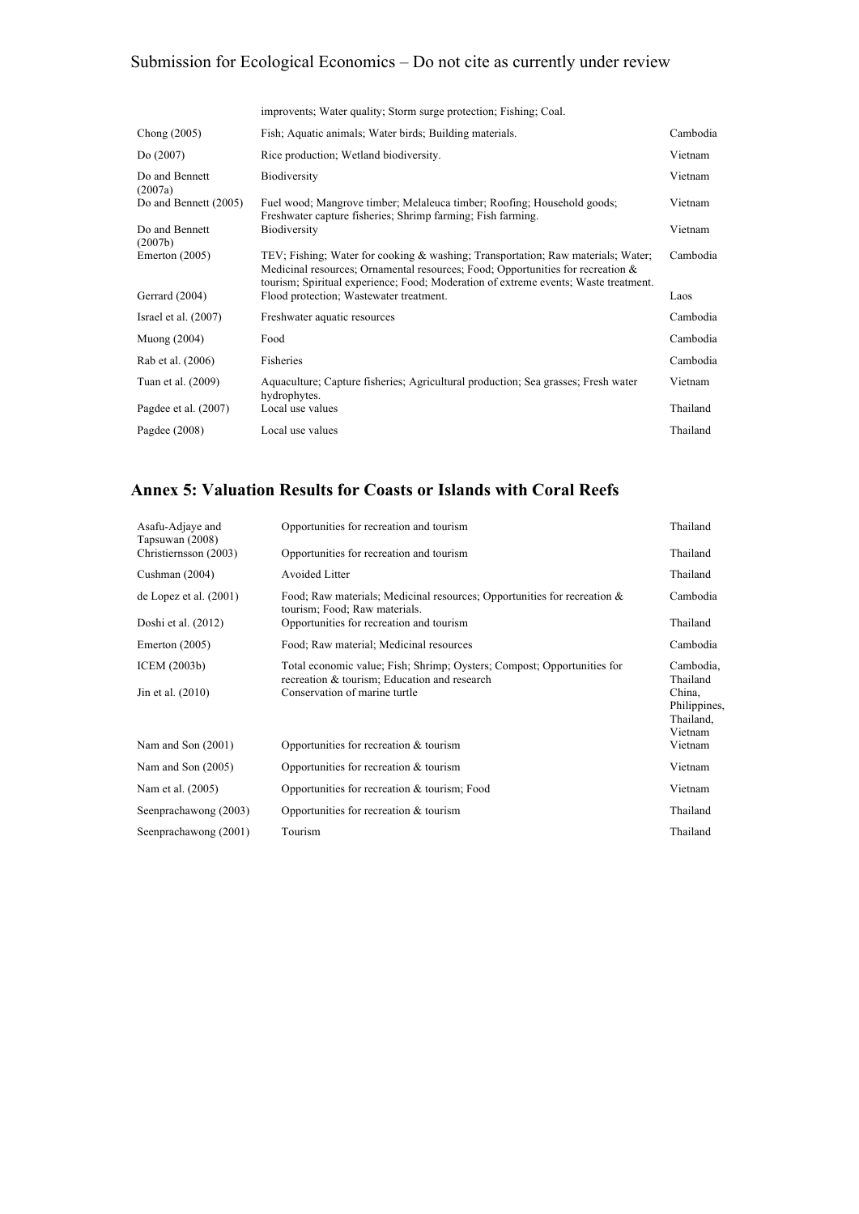| | | |
|---|---|---|
| | improvents; Water quality; Storm surge protection; Fishing; Coal. | |
| Chong (2005) | Fish; Aquatic animals; Water birds; Building materials. | Cambodia |
| Do (2007) | Rice production; Wetland biodiversity. | Vietnam |
| Do and Bennett (2007a) | Biodiversity | Vietnam |
| Do and Bennett (2005) | Fuel wood; Mangrove timber; Melaleuca timber; Roofing; Household goods; Freshwater capture fisheries; Shrimp farming; Fish farming. | Vietnam |
| Do and Bennett (2007b) | Biodiversity | Vietnam |
| Emerton (2005) | TEV; Fishing; Water for cooking & washing; Transportation; Raw materials; Water; Medicinal resources; Ornamental resources; Food; Opportunities for recreation & tourism; Spiritual experience; Food; Moderation of extreme events; Waste treatment. | Cambodia |
| Gerrard (2004) | Flood protection; Wastewater treatment. | Laos |
| Israel et al. (2007) | Freshwater aquatic resources | Cambodia |
| Muong (2004) | Food | Cambodia |
| Rab et al. (2006) | Fisheries | Cambodia |
| Tuan et al. (2009) | Aquaculture; Capture fisheries; Agricultural production; Sea grasses; Fresh water hydrophytes. | Vietnam |
| Pagdee et al. (2007) | Local use values | Thailand |
| Pagdee (2008) | Local use values | Thailand |

## Annex 5: Valuation Results for Coasts or Islands with Coral Reefs

| | | |
|---|---|---|
| Asafu-Adjaye and Tapsuwan (2008) | Opportunities for recreation and tourism | Thailand |
| Christiernsson (2003) | Opportunities for recreation and tourism | Thailand |
| Cushman (2004) | Avoided Litter | Thailand |
| de Lopez et al. (2001) | Food; Raw materials; Medicinal resources; Opportunities for recreation & tourism; Food; Raw materials. | Cambodia |
| Doshi et al. (2012) | Opportunities for recreation and tourism | Thailand |
| Emerton (2005) | Food; Raw material; Medicinal resources | Cambodia |
| ICEM (2003b) | Total economic value; Fish; Shrimp; Oysters; Compost; Opportunities for recreation & tourism; Education and research | Cambodia, Thailand |
| Jin et al. (2010) | Conservation of marine turtle | China, Philippines, Thailand, Vietnam |
| Nam and Son (2001) | Opportunities for recreation & tourism | Vietnam |
| Nam and Son (2005) | Opportunities for recreation & tourism | Vietnam |
| Nam et al. (2005) | Opportunities for recreation & tourism; Food | Vietnam |
| Seenprachawong (2003) | Opportunities for recreation & tourism | Thailand |
| Seenprachawong (2001) | Tourism | Thailand |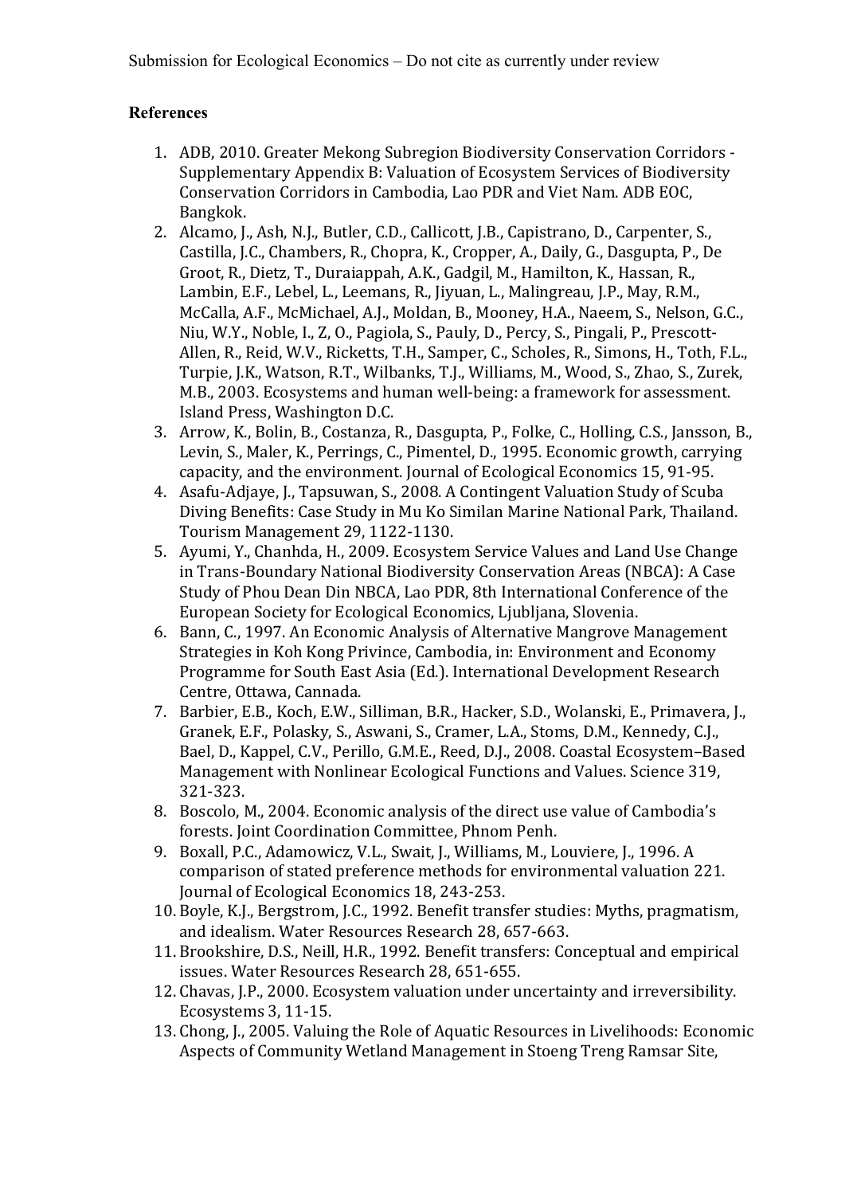## References

1. ADB, 2010. Greater Mekong Subregion Biodiversity Conservation Corridors - Supplementary Appendix B: Valuation of Ecosystem Services of Biodiversity Conservation Corridors in Cambodia, Lao PDR and Viet Nam. ADB EOC, Bangkok.
2. Alcamo, J., Ash, N.J., Butler, C.D., Callicott, J.B., Capistrano, D., Carpenter, S., Castilla, J.C., Chambers, R., Chopra, K., Cropper, A., Daily, G., Dasgupta, P., De Groot, R., Dietz, T., Duraiappah, A.K., Gadgil, M., Hamilton, K., Hassan, R., Lambin, E.F., Lebel, L., Leemans, R., Jiyuan, L., Malingreau, J.P., May, R.M., McCalla, A.F., McMichael, A.J., Moldan, B., Mooney, H.A., Naeem, S., Nelson, G.C., Niu, W.Y., Noble, I., Z, O., Pagiola, S., Pauly, D., Percy, S., Pingali, P., Prescott-Allen, R., Reid, W.V., Ricketts, T.H., Samper, C., Scholes, R., Simons, H., Toth, F.L., Turpie, J.K., Watson, R.T., Wilbanks, T.J., Williams, M., Wood, S., Zhao, S., Zurek, M.B., 2003. Ecosystems and human well-being: a framework for assessment. Island Press, Washington D.C.
3. Arrow, K., Bolin, B., Costanza, R., Dasgupta, P., Folke, C., Holling, C.S., Jansson, B., Levin, S., Maler, K., Perrings, C., Pimentel, D., 1995. Economic growth, carrying capacity, and the environment. Journal of Ecological Economics 15, 91-95.
4. Asafu-Adjaye, J., Tapsuwan, S., 2008. A Contingent Valuation Study of Scuba Diving Benefits: Case Study in Mu Ko Similan Marine National Park, Thailand. Tourism Management 29, 1122-1130.
5. Ayumi, Y., Chanhda, H., 2009. Ecosystem Service Values and Land Use Change in Trans-Boundary National Biodiversity Conservation Areas (NBCA): A Case Study of Phou Dean Din NBCA, Lao PDR, 8th International Conference of the European Society for Ecological Economics, Ljubljana, Slovenia.
6. Bann, C., 1997. An Economic Analysis of Alternative Mangrove Management Strategies in Koh Kong Privince, Cambodia, in: Environment and Economy Programme for South East Asia (Ed.). International Development Research Centre, Ottawa, Cannada.
7. Barbier, E.B., Koch, E.W., Silliman, B.R., Hacker, S.D., Wolanski, E., Primavera, J., Granek, E.F., Polasky, S., Aswani, S., Cramer, L.A., Stoms, D.M., Kennedy, C.J., Bael, D., Kappel, C.V., Perillo, G.M.E., Reed, D.J., 2008. Coastal Ecosystem–Based Management with Nonlinear Ecological Functions and Values. Science 319, 321-323.
8. Boscolo, M., 2004. Economic analysis of the direct use value of Cambodia's forests. Joint Coordination Committee, Phnom Penh.
9. Boxall, P.C., Adamowicz, V.L., Swait, J., Williams, M., Louviere, J., 1996. A comparison of stated preference methods for environmental valuation 221. Journal of Ecological Economics 18, 243-253.
10. Boyle, K.J., Bergstrom, J.C., 1992. Benefit transfer studies: Myths, pragmatism, and idealism. Water Resources Research 28, 657-663.
11. Brookshire, D.S., Neill, H.R., 1992. Benefit transfers: Conceptual and empirical issues. Water Resources Research 28, 651-655.
12. Chavas, J.P., 2000. Ecosystem valuation under uncertainty and irreversibility. Ecosystems 3, 11-15.
13. Chong, J., 2005. Valuing the Role of Aquatic Resources in Livelihoods: Economic Aspects of Community Wetland Management in Stoeng Treng Ramsar Site,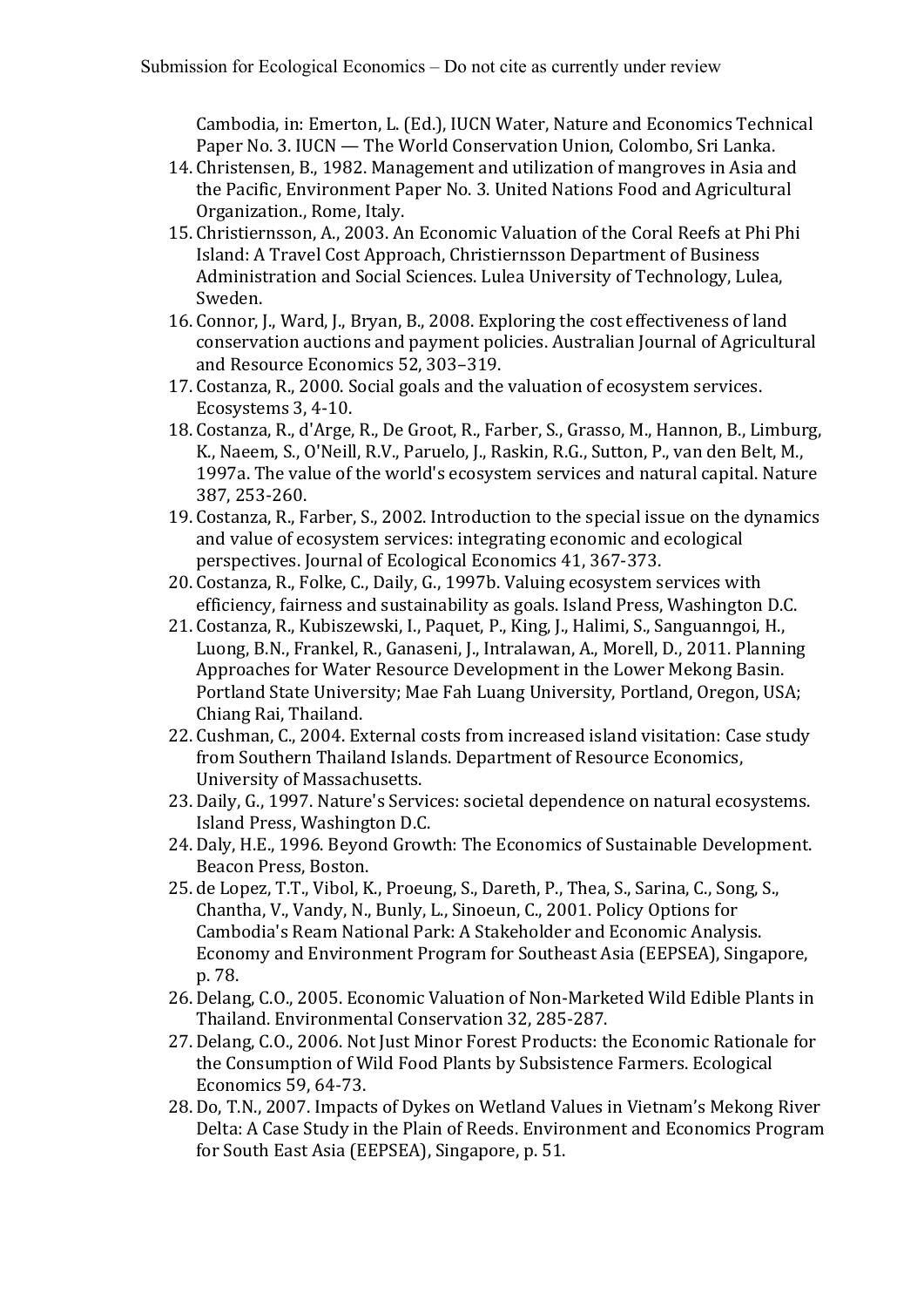Cambodia, in: Emerton, L. (Ed.), IUCN Water, Nature and Economics Technical Paper No. 3. IUCN — The World Conservation Union, Colombo, Sri Lanka.

14. Christensen, B., 1982. Management and utilization of mangroves in Asia and the Pacific, Environment Paper No. 3. United Nations Food and Agricultural Organization., Rome, Italy.
15. Christiernsson, A., 2003. An Economic Valuation of the Coral Reefs at Phi Phi Island: A Travel Cost Approach, Christiernsson Department of Business Administration and Social Sciences. Lulea University of Technology, Lulea, Sweden.
16. Connor, J., Ward, J., Bryan, B., 2008. Exploring the cost effectiveness of land conservation auctions and payment policies. Australian Journal of Agricultural and Resource Economics 52, 303–319.
17. Costanza, R., 2000. Social goals and the valuation of ecosystem services. Ecosystems 3, 4-10.
18. Costanza, R., d'Arge, R., De Groot, R., Farber, S., Grasso, M., Hannon, B., Limburg, K., Naeem, S., O'Neill, R.V., Paruelo, J., Raskin, R.G., Sutton, P., van den Belt, M., 1997a. The value of the world's ecosystem services and natural capital. Nature 387, 253-260.
19. Costanza, R., Farber, S., 2002. Introduction to the special issue on the dynamics and value of ecosystem services: integrating economic and ecological perspectives. Journal of Ecological Economics 41, 367-373.
20. Costanza, R., Folke, C., Daily, G., 1997b. Valuing ecosystem services with efficiency, fairness and sustainability as goals. Island Press, Washington D.C.
21. Costanza, R., Kubiszewski, I., Paquet, P., King, J., Halimi, S., Sanguanngoi, H., Luong, B.N., Frankel, R., Ganaseni, J., Intralawan, A., Morell, D., 2011. Planning Approaches for Water Resource Development in the Lower Mekong Basin. Portland State University; Mae Fah Luang University, Portland, Oregon, USA; Chiang Rai, Thailand.
22. Cushman, C., 2004. External costs from increased island visitation: Case study from Southern Thailand Islands. Department of Resource Economics, University of Massachusetts.
23. Daily, G., 1997. Nature's Services: societal dependence on natural ecosystems. Island Press, Washington D.C.
24. Daly, H.E., 1996. Beyond Growth: The Economics of Sustainable Development. Beacon Press, Boston.
25. de Lopez, T.T., Vibol, K., Proeung, S., Dareth, P., Thea, S., Sarina, C., Song, S., Chantha, V., Vandy, N., Bunly, L., Sinoeun, C., 2001. Policy Options for Cambodia's Ream National Park: A Stakeholder and Economic Analysis. Economy and Environment Program for Southeast Asia (EEPSEA), Singapore, p. 78.
26. Delang, C.O., 2005. Economic Valuation of Non-Marketed Wild Edible Plants in Thailand. Environmental Conservation 32, 285-287.
27. Delang, C.O., 2006. Not Just Minor Forest Products: the Economic Rationale for the Consumption of Wild Food Plants by Subsistence Farmers. Ecological Economics 59, 64-73.
28. Do, T.N., 2007. Impacts of Dykes on Wetland Values in Vietnam's Mekong River Delta: A Case Study in the Plain of Reeds. Environment and Economics Program for South East Asia (EEPSEA), Singapore, p. 51.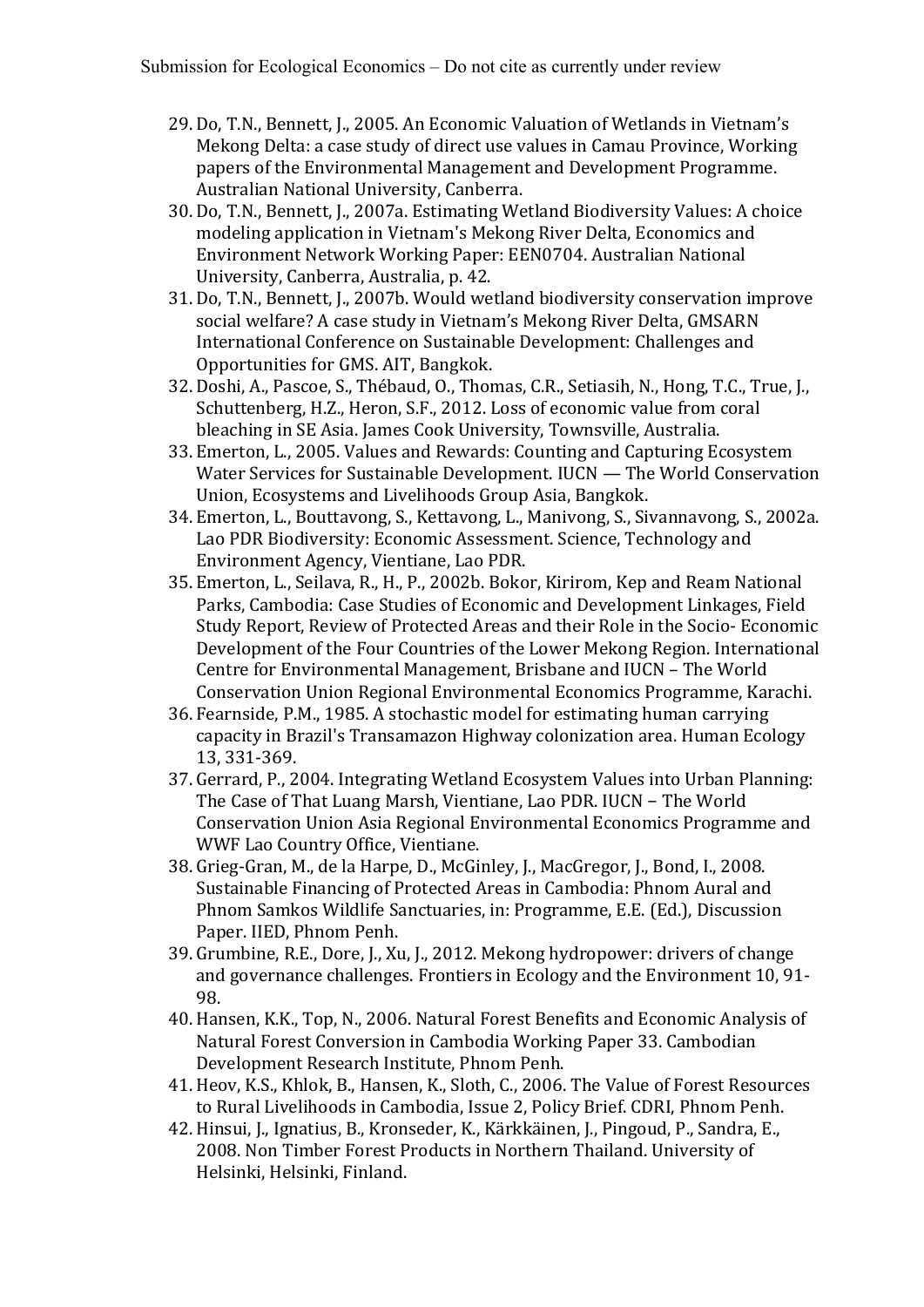29. Do, T.N., Bennett, J., 2005. An Economic Valuation of Wetlands in Vietnam's Mekong Delta: a case study of direct use values in Camau Province, Working papers of the Environmental Management and Development Programme. Australian National University, Canberra.
30. Do, T.N., Bennett, J., 2007a. Estimating Wetland Biodiversity Values: A choice modeling application in Vietnam's Mekong River Delta, Economics and Environment Network Working Paper: EEN0704. Australian National University, Canberra, Australia, p. 42.
31. Do, T.N., Bennett, J., 2007b. Would wetland biodiversity conservation improve social welfare? A case study in Vietnam's Mekong River Delta, GMSARN International Conference on Sustainable Development: Challenges and Opportunities for GMS. AIT, Bangkok.
32. Doshi, A., Pascoe, S., Thébaud, O., Thomas, C.R., Setiasih, N., Hong, T.C., True, J., Schuttenberg, H.Z., Heron, S.F., 2012. Loss of economic value from coral bleaching in SE Asia. James Cook University, Townsville, Australia.
33. Emerton, L., 2005. Values and Rewards: Counting and Capturing Ecosystem Water Services for Sustainable Development. IUCN — The World Conservation Union, Ecosystems and Livelihoods Group Asia, Bangkok.
34. Emerton, L., Bouttavong, S., Kettavong, L., Manivong, S., Sivannavong, S., 2002a. Lao PDR Biodiversity: Economic Assessment. Science, Technology and Environment Agency, Vientiane, Lao PDR.
35. Emerton, L., Seilava, R., H., P., 2002b. Bokor, Kirirom, Kep and Ream National Parks, Cambodia: Case Studies of Economic and Development Linkages, Field Study Report, Review of Protected Areas and their Role in the Socio- Economic Development of the Four Countries of the Lower Mekong Region. International Centre for Environmental Management, Brisbane and IUCN – The World Conservation Union Regional Environmental Economics Programme, Karachi.
36. Fearnside, P.M., 1985. A stochastic model for estimating human carrying capacity in Brazil's Transamazon Highway colonization area. Human Ecology 13, 331-369.
37. Gerrard, P., 2004. Integrating Wetland Ecosystem Values into Urban Planning: The Case of That Luang Marsh, Vientiane, Lao PDR. IUCN – The World Conservation Union Asia Regional Environmental Economics Programme and WWF Lao Country Office, Vientiane.
38. Grieg-Gran, M., de la Harpe, D., McGinley, J., MacGregor, J., Bond, I., 2008. Sustainable Financing of Protected Areas in Cambodia: Phnom Aural and Phnom Samkos Wildlife Sanctuaries, in: Programme, E.E. (Ed.), Discussion Paper. IIED, Phnom Penh.
39. Grumbine, R.E., Dore, J., Xu, J., 2012. Mekong hydropower: drivers of change and governance challenges. Frontiers in Ecology and the Environment 10, 91-98.
40. Hansen, K.K., Top, N., 2006. Natural Forest Benefits and Economic Analysis of Natural Forest Conversion in Cambodia Working Paper 33. Cambodian Development Research Institute, Phnom Penh.
41. Heov, K.S., Khlok, B., Hansen, K., Sloth, C., 2006. The Value of Forest Resources to Rural Livelihoods in Cambodia, Issue 2, Policy Brief. CDRI, Phnom Penh.
42. Hinsui, J., Ignatius, B., Kronseder, K., Kärkkäinen, J., Pingoud, P., Sandra, E., 2008. Non Timber Forest Products in Northern Thailand. University of Helsinki, Helsinki, Finland.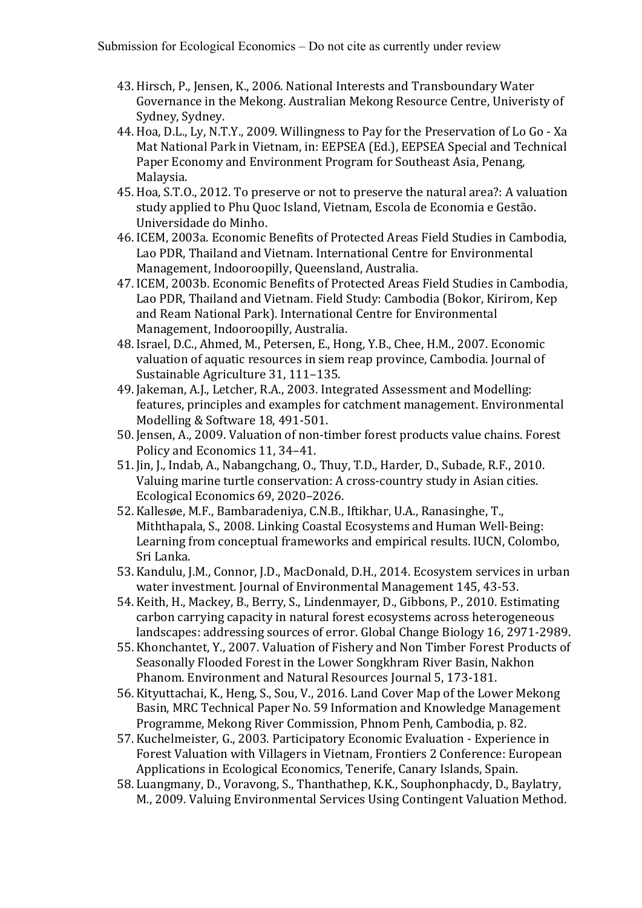43. Hirsch, P., Jensen, K., 2006. National Interests and Transboundary Water Governance in the Mekong. Australian Mekong Resource Centre, Univeristy of Sydney, Sydney.
44. Hoa, D.L., Ly, N.T.Y., 2009. Willingness to Pay for the Preservation of Lo Go - Xa Mat National Park in Vietnam, in: EEPSEA (Ed.), EEPSEA Special and Technical Paper Economy and Environment Program for Southeast Asia, Penang, Malaysia.
45. Hoa, S.T.O., 2012. To preserve or not to preserve the natural area?: A valuation study applied to Phu Quoc Island, Vietnam, Escola de Economia e Gestão. Universidade do Minho.
46. ICEM, 2003a. Economic Benefits of Protected Areas Field Studies in Cambodia, Lao PDR, Thailand and Vietnam. International Centre for Environmental Management, Indooroopilly, Queensland, Australia.
47. ICEM, 2003b. Economic Benefits of Protected Areas Field Studies in Cambodia, Lao PDR, Thailand and Vietnam. Field Study: Cambodia (Bokor, Kirirom, Kep and Ream National Park). International Centre for Environmental Management, Indooroopilly, Australia.
48. Israel, D.C., Ahmed, M., Petersen, E., Hong, Y.B., Chee, H.M., 2007. Economic valuation of aquatic resources in siem reap province, Cambodia. Journal of Sustainable Agriculture 31, 111–135.
49. Jakeman, A.J., Letcher, R.A., 2003. Integrated Assessment and Modelling: features, principles and examples for catchment management. Environmental Modelling & Software 18, 491-501.
50. Jensen, A., 2009. Valuation of non-timber forest products value chains. Forest Policy and Economics 11, 34–41.
51. Jin, J., Indab, A., Nabangchang, O., Thuy, T.D., Harder, D., Subade, R.F., 2010. Valuing marine turtle conservation: A cross-country study in Asian cities. Ecological Economics 69, 2020–2026.
52. Kallesøe, M.F., Bambaradeniya, C.N.B., Iftikhar, U.A., Ranasinghe, T., Miththapala, S., 2008. Linking Coastal Ecosystems and Human Well-Being: Learning from conceptual frameworks and empirical results. IUCN, Colombo, Sri Lanka.
53. Kandulu, J.M., Connor, J.D., MacDonald, D.H., 2014. Ecosystem services in urban water investment. Journal of Environmental Management 145, 43-53.
54. Keith, H., Mackey, B., Berry, S., Lindenmayer, D., Gibbons, P., 2010. Estimating carbon carrying capacity in natural forest ecosystems across heterogeneous landscapes: addressing sources of error. Global Change Biology 16, 2971-2989.
55. Khonchantet, Y., 2007. Valuation of Fishery and Non Timber Forest Products of Seasonally Flooded Forest in the Lower Songkhram River Basin, Nakhon Phanom. Environment and Natural Resources Journal 5, 173-181.
56. Kityuttachai, K., Heng, S., Sou, V., 2016. Land Cover Map of the Lower Mekong Basin, MRC Technical Paper No. 59 Information and Knowledge Management Programme, Mekong River Commission, Phnom Penh, Cambodia, p. 82.
57. Kuchelmeister, G., 2003. Participatory Economic Evaluation - Experience in Forest Valuation with Villagers in Vietnam, Frontiers 2 Conference: European Applications in Ecological Economics, Tenerife, Canary Islands, Spain.
58. Luangmany, D., Voravong, S., Thanthathep, K.K., Souphonphacdy, D., Baylatry, M., 2009. Valuing Environmental Services Using Contingent Valuation Method.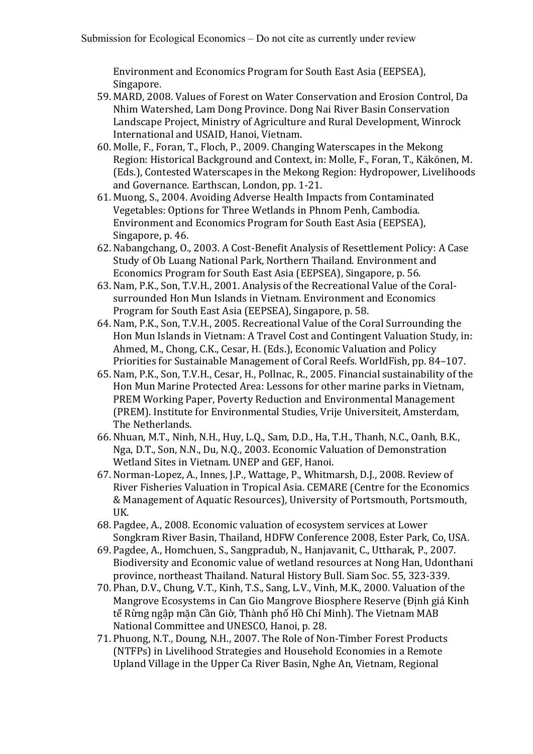Environment and Economics Program for South East Asia (EEPSEA), Singapore.

59. MARD, 2008. Values of Forest on Water Conservation and Erosion Control, Da Nhim Watershed, Lam Dong Province. Dong Nai River Basin Conservation Landscape Project, Ministry of Agriculture and Rural Development, Winrock International and USAID, Hanoi, Vietnam.
60. Molle, F., Foran, T., Floch, P., 2009. Changing Waterscapes in the Mekong Region: Historical Background and Context, in: Molle, F., Foran, T., Käkönen, M. (Eds.), Contested Waterscapes in the Mekong Region: Hydropower, Livelihoods and Governance. Earthscan, London, pp. 1-21.
61. Muong, S., 2004. Avoiding Adverse Health Impacts from Contaminated Vegetables: Options for Three Wetlands in Phnom Penh, Cambodia. Environment and Economics Program for South East Asia (EEPSEA), Singapore, p. 46.
62. Nabangchang, O., 2003. A Cost-Benefit Analysis of Resettlement Policy: A Case Study of Ob Luang National Park, Northern Thailand. Environment and Economics Program for South East Asia (EEPSEA), Singapore, p. 56.
63. Nam, P.K., Son, T.V.H., 2001. Analysis of the Recreational Value of the Coral-surrounded Hon Mun Islands in Vietnam. Environment and Economics Program for South East Asia (EEPSEA), Singapore, p. 58.
64. Nam, P.K., Son, T.V.H., 2005. Recreational Value of the Coral Surrounding the Hon Mun Islands in Vietnam: A Travel Cost and Contingent Valuation Study, in: Ahmed, M., Chong, C.K., Cesar, H. (Eds.), Economic Valuation and Policy Priorities for Sustainable Management of Coral Reefs. WorldFish, pp. 84–107.
65. Nam, P.K., Son, T.V.H., Cesar, H., Pollnac, R., 2005. Financial sustainability of the Hon Mun Marine Protected Area: Lessons for other marine parks in Vietnam, PREM Working Paper, Poverty Reduction and Environmental Management (PREM). Institute for Environmental Studies, Vrije Universiteit, Amsterdam, The Netherlands.
66. Nhuan, M.T., Ninh, N.H., Huy, L.Q., Sam, D.D., Ha, T.H., Thanh, N.C., Oanh, B.K., Nga, D.T., Son, N.N., Du, N.Q., 2003. Economic Valuation of Demonstration Wetland Sites in Vietnam. UNEP and GEF, Hanoi.
67. Norman-Lopez, A., Innes, J.P., Wattage, P., Whitmarsh, D.J., 2008. Review of River Fisheries Valuation in Tropical Asia. CEMARE (Centre for the Economics & Management of Aquatic Resources), University of Portsmouth, Portsmouth, UK.
68. Pagdee, A., 2008. Economic valuation of ecosystem services at Lower Songkram River Basin, Thailand, HDFW Conference 2008, Ester Park, Co, USA.
69. Pagdee, A., Homchuen, S., Sangpradub, N., Hanjavanit, C., Uttharak, P., 2007. Biodiversity and Economic value of wetland resources at Nong Han, Udonthani province, northeast Thailand. Natural History Bull. Siam Soc. 55, 323-339.
70. Phan, D.V., Chung, V.T., Kinh, T.S., Sang, L.V., Vinh, M.K., 2000. Valuation of the Mangrove Ecosystems in Can Gio Mangrove Biosphere Reserve (Định giá Kinh tế Rừng ngập mặn Cần Giờ, Thành phố Hồ Chí Minh). The Vietnam MAB National Committee and UNESCO, Hanoi, p. 28.
71. Phuong, N.T., Doung, N.H., 2007. The Role of Non-Timber Forest Products (NTFPs) in Livelihood Strategies and Household Economies in a Remote Upland Village in the Upper Ca River Basin, Nghe An, Vietnam, Regional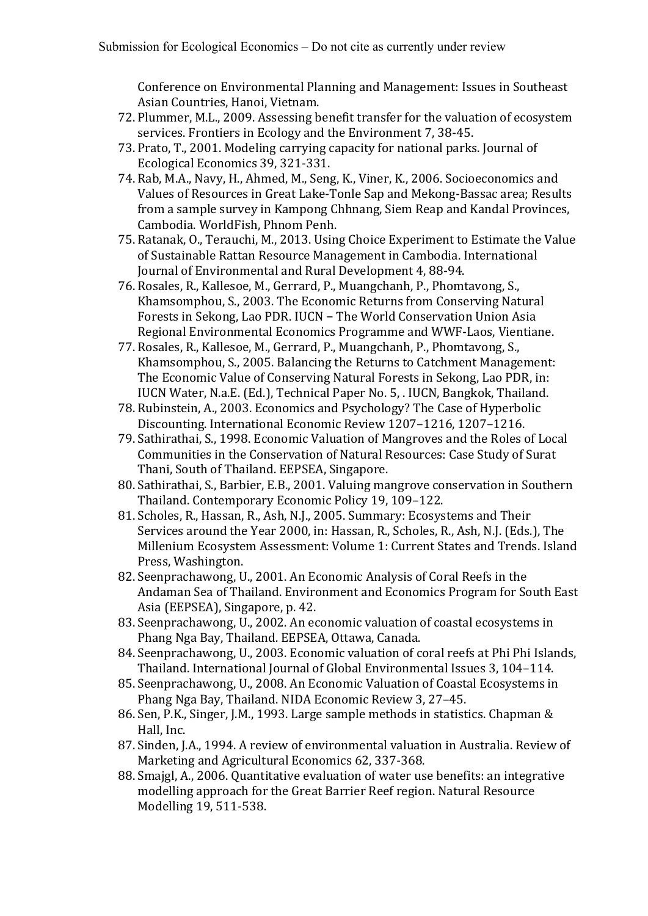Conference on Environmental Planning and Management: Issues in Southeast Asian Countries, Hanoi, Vietnam.

72. Plummer, M.L., 2009. Assessing benefit transfer for the valuation of ecosystem services. Frontiers in Ecology and the Environment 7, 38-45.
73. Prato, T., 2001. Modeling carrying capacity for national parks. Journal of Ecological Economics 39, 321-331.
74. Rab, M.A., Navy, H., Ahmed, M., Seng, K., Viner, K., 2006. Socioeconomics and Values of Resources in Great Lake-Tonle Sap and Mekong-Bassac area; Results from a sample survey in Kampong Chhnang, Siem Reap and Kandal Provinces, Cambodia. WorldFish, Phnom Penh.
75. Ratanak, O., Terauchi, M., 2013. Using Choice Experiment to Estimate the Value of Sustainable Rattan Resource Management in Cambodia. International Journal of Environmental and Rural Development 4, 88-94.
76. Rosales, R., Kallesoe, M., Gerrard, P., Muangchanh, P., Phomtavong, S., Khamsomphou, S., 2003. The Economic Returns from Conserving Natural Forests in Sekong, Lao PDR. IUCN – The World Conservation Union Asia Regional Environmental Economics Programme and WWF-Laos, Vientiane.
77. Rosales, R., Kallesoe, M., Gerrard, P., Muangchanh, P., Phomtavong, S., Khamsomphou, S., 2005. Balancing the Returns to Catchment Management: The Economic Value of Conserving Naturs Forests in Sekong, Lao PDR, in: IUCN Water, N.a.E. (Ed.), Technical Paper No. 5, . IUCN, Bangkok, Thailand.
78. Rubinstein, A., 2003. Economics and Psychology? The Case of Hyperbolic Discounting. International Economic Review 1207–1216, 1207–1216.
79. Sathirathai, S., 1998. Economic Valuation of Mangroves and the Roles of Local Communities in the Conservation of Natural Resources: Case Study of Surat Thani, South of Thailand. EEPSEA, Singapore.
80. Sathirathai, S., Barbier, E.B., 2001. Valuing mangrove conservation in Southern Thailand. Contemporary Economic Policy 19, 109–122.
81. Scholes, R., Hassan, R., Ash, N.J., 2005. Summary: Ecosystems and Their Services around the Year 2000, in: Hassan, R., Scholes, R., Ash, N.J. (Eds.), The Millenium Ecosystem Assessment: Volume 1: Current States and Trends. Island Press, Washington.
82. Seenprachawong, U., 2001. An Economic Analysis of Coral Reefs in the Andaman Sea of Thailand. Environment and Economics Program for South East Asia (EEPSEA), Singapore, p. 42.
83. Seenprachawong, U., 2002. An economic valuation of coastal ecosystems in Phang Nga Bay, Thailand. EEPSEA, Ottawa, Canada.
84. Seenprachawong, U., 2003. Economic valuation of coral reefs at Phi Phi Islands, Thailand. International Journal of Global Environmental Issues 3, 104–114.
85. Seenprachawong, U., 2008. An Economic Valuation of Coastal Ecosystems in Phang Nga Bay, Thailand. NIDA Economic Review 3, 27–45.
86. Sen, P.K., Singer, J.M., 1993. Large sample methods in statistics. Chapman & Hall, Inc.
87. Sinden, J.A., 1994. A review of environmental valuation in Australia. Review of Marketing and Agricultural Economics 62, 337-368.
88. Smajgl, A., 2006. Quantitative evaluation of water use benefits: an integrative modelling approach for the Great Barrier Reef region. Natural Resource Modelling 19, 511-538.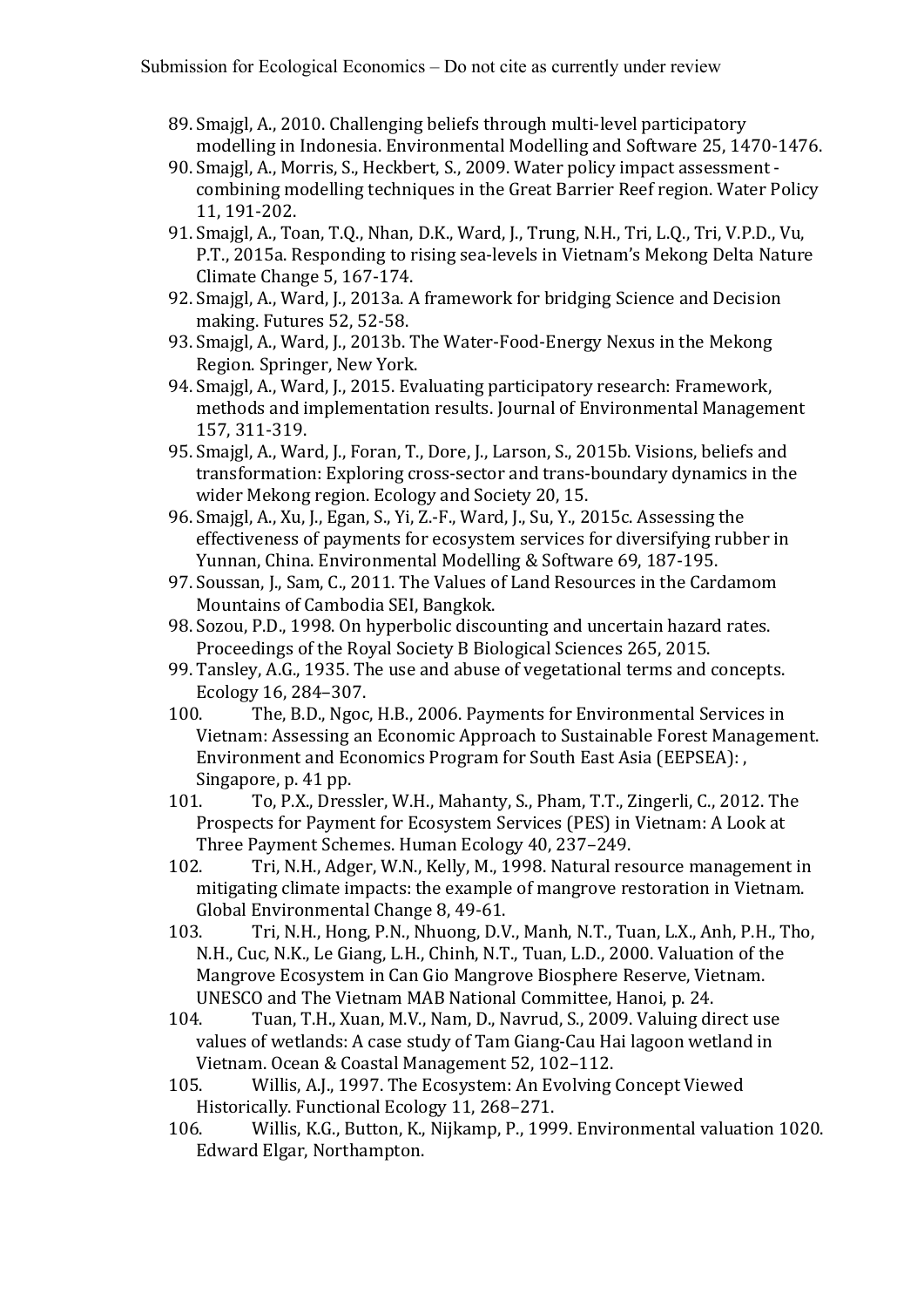89. Smajgl, A., 2010. Challenging beliefs through multi-level participatory modelling in Indonesia. Environmental Modelling and Software 25, 1470-1476.
90. Smajgl, A., Morris, S., Heckbert, S., 2009. Water policy impact assessment - combining modelling techniques in the Great Barrier Reef region. Water Policy 11, 191-202.
91. Smajgl, A., Toan, T.Q., Nhan, D.K., Ward, J., Trung, N.H., Tri, L.Q., Tri, V.P.D., Vu, P.T., 2015a. Responding to rising sea-levels in Vietnam's Mekong Delta Nature Climate Change 5, 167-174.
92. Smajgl, A., Ward, J., 2013a. A framework for bridging Science and Decision making. Futures 52, 52-58.
93. Smajgl, A., Ward, J., 2013b. The Water-Food-Energy Nexus in the Mekong Region. Springer, New York.
94. Smajgl, A., Ward, J., 2015. Evaluating participatory research: Framework, methods and implementation results. Journal of Environmental Management 157, 311-319.
95. Smajgl, A., Ward, J., Foran, T., Dore, J., Larson, S., 2015b. Visions, beliefs and transformation: Exploring cross-sector and trans-boundary dynamics in the wider Mekong region. Ecology and Society 20, 15.
96. Smajgl, A., Xu, J., Egan, S., Yi, Z.-F., Ward, J., Su, Y., 2015c. Assessing the effectiveness of payments for ecosystem services for diversifying rubber in Yunnan, China. Environmental Modelling & Software 69, 187-195.
97. Soussan, J., Sam, C., 2011. The Values of Land Resources in the Cardamom Mountains of Cambodia SEI, Bangkok.
98. Sozou, P.D., 1998. On hyperbolic discounting and uncertain hazard rates. Proceedings of the Royal Society B Biological Sciences 265, 2015.
99. Tansley, A.G., 1935. The use and abuse of vegetational terms and concepts. Ecology 16, 284–307.
100. The, B.D., Ngoc, H.B., 2006. Payments for Environmental Services in Vietnam: Assessing an Economic Approach to Sustainable Forest Management. Environment and Economics Program for South East Asia (EEPSEA): , Singapore, p. 41 pp.
101. To, P.X., Dressler, W.H., Mahanty, S., Pham, T.T., Zingerli, C., 2012. The Prospects for Payment for Ecosystem Services (PES) in Vietnam: A Look at Three Payment Schemes. Human Ecology 40, 237–249.
102. Tri, N.H., Adger, W.N., Kelly, M., 1998. Natural resource management in mitigating climate impacts: the example of mangrove restoration in Vietnam. Global Environmental Change 8, 49-61.
103. Tri, N.H., Hong, P.N., Nhuong, D.V., Manh, N.T., Tuan, L.X., Anh, P.H., Tho, N.H., Cuc, N.K., Le Giang, L.H., Chinh, N.T., Tuan, L.D., 2000. Valuation of the Mangrove Ecosystem in Can Gio Mangrove Biosphere Reserve, Vietnam. UNESCO and The Vietnam MAB National Committee, Hanoi, p. 24.
104. Tuan, T.H., Xuan, M.V., Nam, D., Navrud, S., 2009. Valuing direct use values of wetlands: A case study of Tam Giang-Cau Hai lagoon wetland in Vietnam. Ocean & Coastal Management 52, 102–112.
105. Willis, A.J., 1997. The Ecosystem: An Evolving Concept Viewed Historically. Functional Ecology 11, 268–271.
106. Willis, K.G., Button, K., Nijkamp, P., 1999. Environmental valuation 1020. Edward Elgar, Northampton.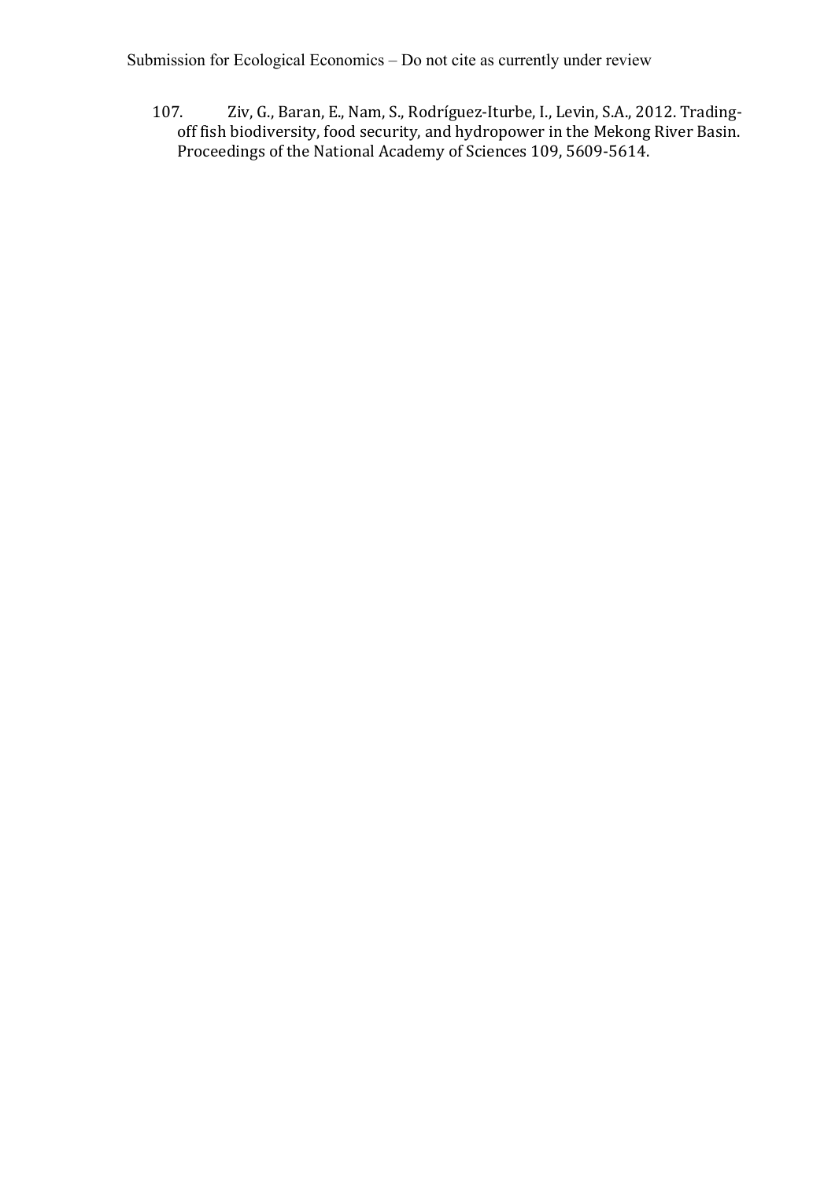107. Ziv, G., Baran, E., Nam, S., Rodríguez-Iturbe, I., Levin, S.A., 2012. Trading-off fish biodiversity, food security, and hydropower in the Mekong River Basin. Proceedings of the National Academy of Sciences 109, 5609-5614.